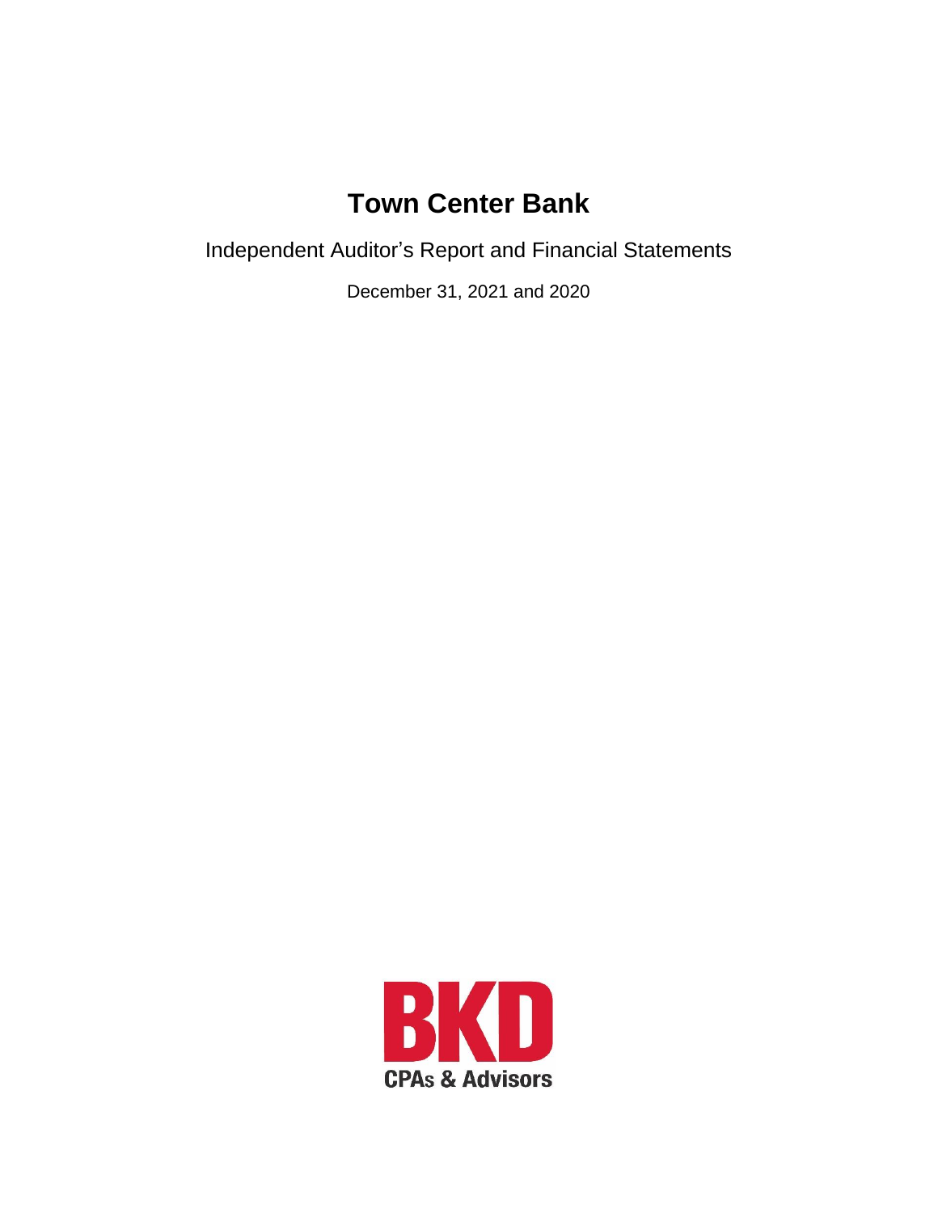# Town Center Bank

Independent Auditor's Report and Financial Statements

December 31, 2021 and 2020

BKD

CPAs & Advisors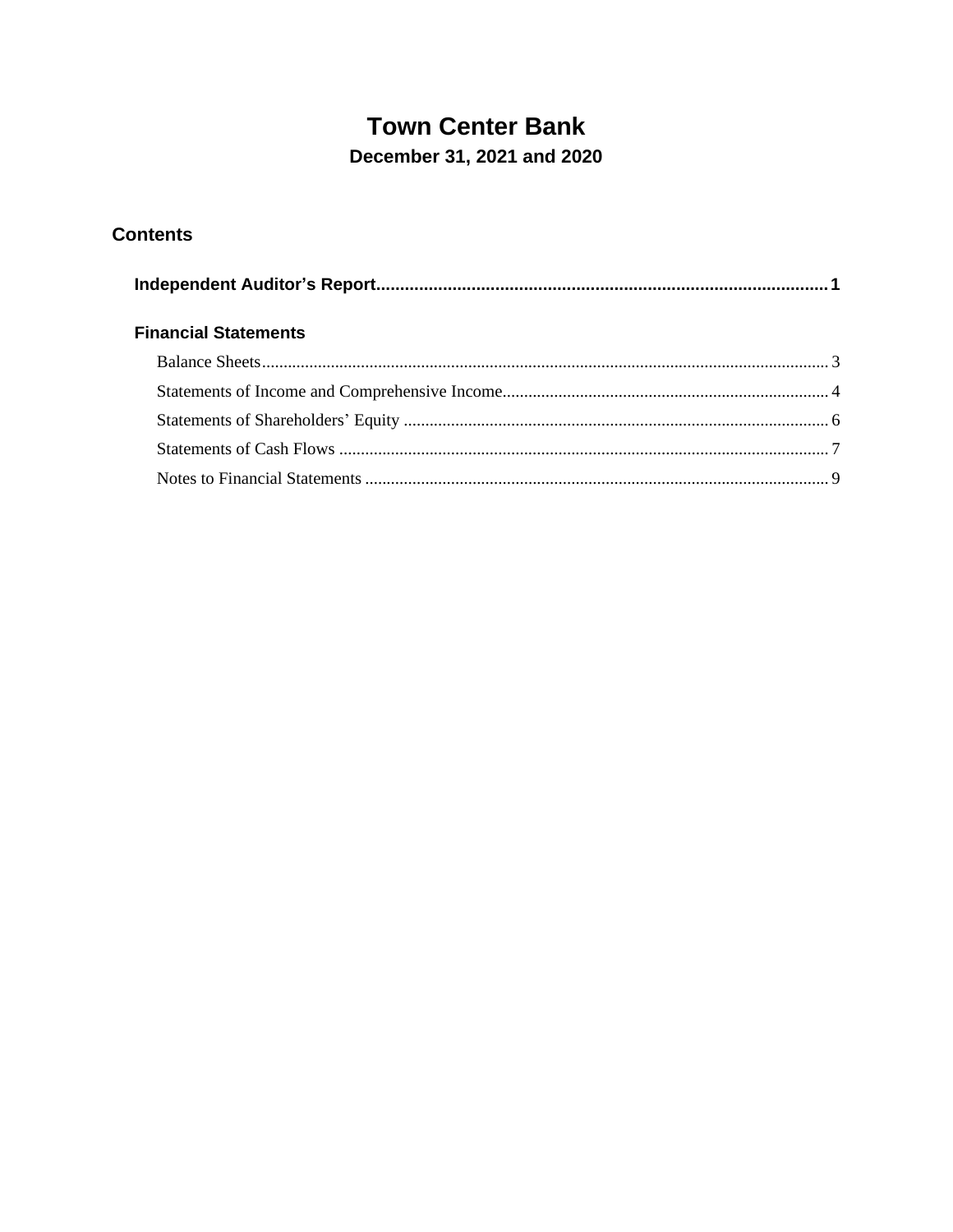# Town Center Bank

## December 31, 2021 and 2020

## Contents

| | |
|---|---|
| **Independent Auditor's Report** | **1** |
| **Financial Statements** | |
| Balance Sheets | 3 |
| Statements of Income and Comprehensive Income | 4 |
| Statements of Shareholders' Equity | 6 |
| Statements of Cash Flows | 7 |
| Notes to Financial Statements | 9 |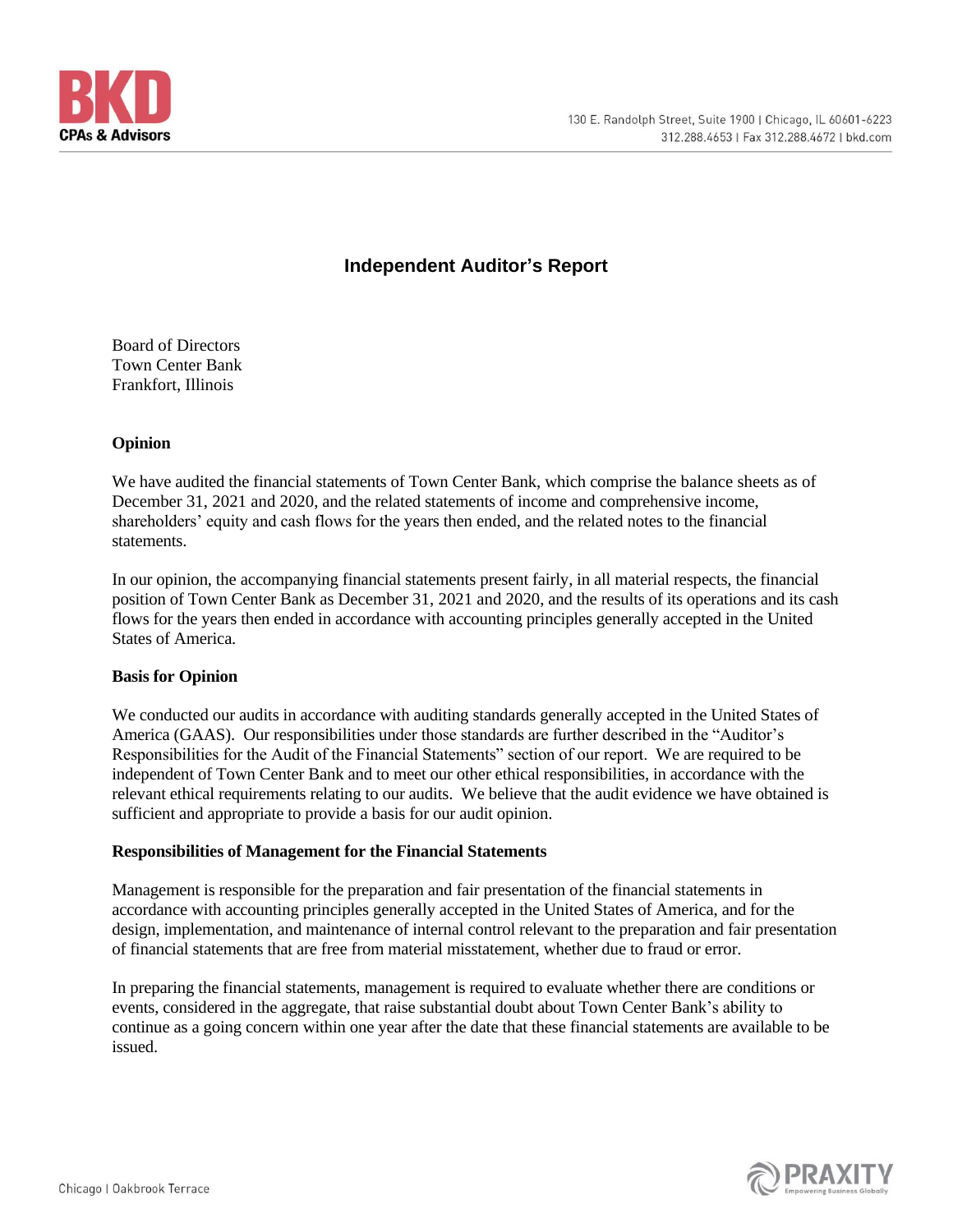# Independent Auditor's Report

Board of Directors
Town Center Bank
Frankfort, Illinois

**Opinion**

We have audited the financial statements of Town Center Bank, which comprise the balance sheets as of December 31, 2021 and 2020, and the related statements of income and comprehensive income, shareholders' equity and cash flows for the years then ended, and the related notes to the financial statements.

In our opinion, the accompanying financial statements present fairly, in all material respects, the financial position of Town Center Bank as December 31, 2021 and 2020, and the results of its operations and its cash flows for the years then ended in accordance with accounting principles generally accepted in the United States of America.

**Basis for Opinion**

We conducted our audits in accordance with auditing standards generally accepted in the United States of America (GAAS). Our responsibilities under those standards are further described in the "Auditor's Responsibilities for the Audit of the Financial Statements" section of our report. We are required to be independent of Town Center Bank and to meet our other ethical responsibilities, in accordance with the relevant ethical requirements relating to our audits. We believe that the audit evidence we have obtained is sufficient and appropriate to provide a basis for our audit opinion.

**Responsibilities of Management for the Financial Statements**

Management is responsible for the preparation and fair presentation of the financial statements in accordance with accounting principles generally accepted in the United States of America, and for the design, implementation, and maintenance of internal control relevant to the preparation and fair presentation of financial statements that are free from material misstatement, whether due to fraud or error.

In preparing the financial statements, management is required to evaluate whether there are conditions or events, considered in the aggregate, that raise substantial doubt about Town Center Bank's ability to continue as a going concern within one year after the date that these financial statements are available to be issued.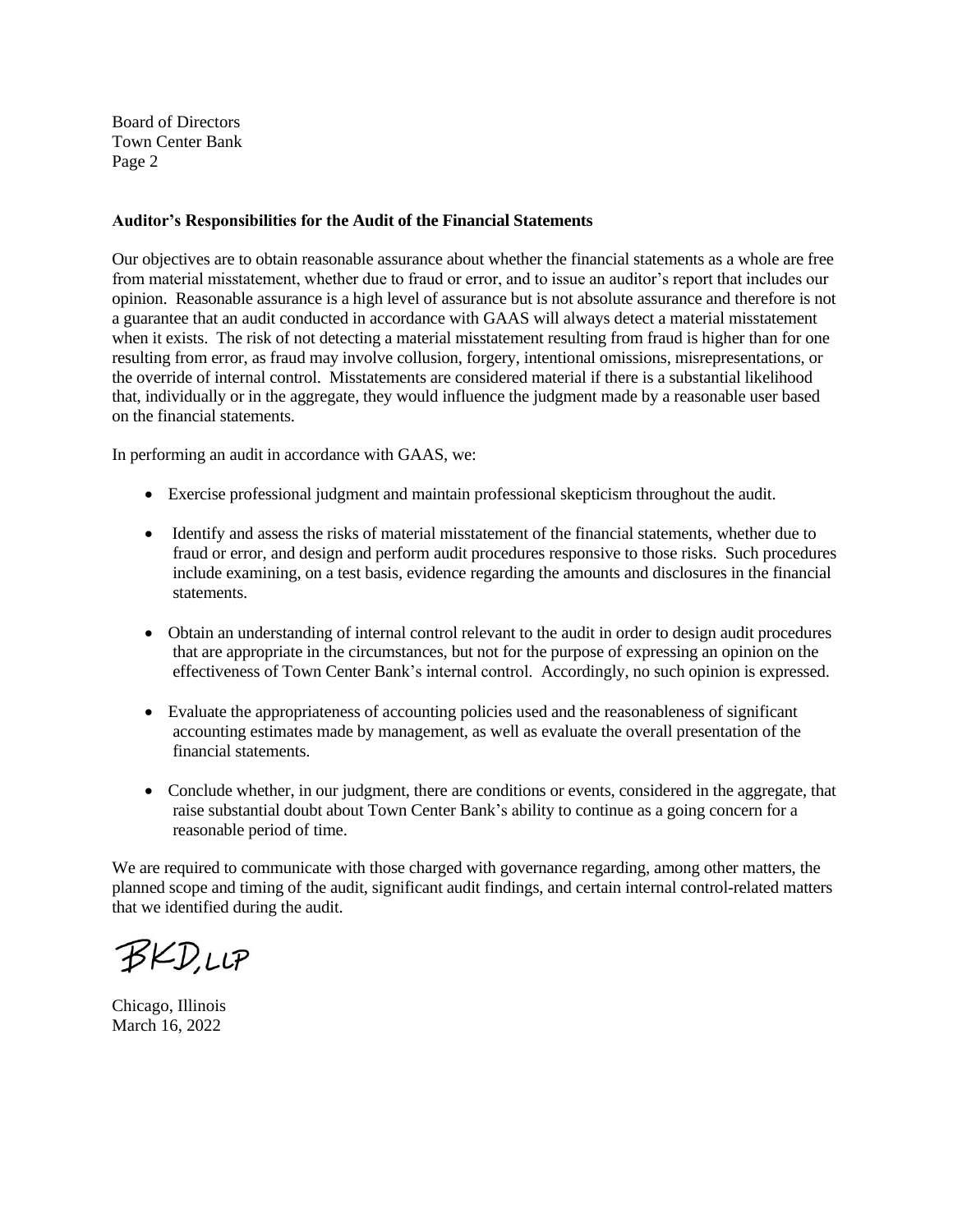Board of Directors
Town Center Bank
Page 2

**Auditor's Responsibilities for the Audit of the Financial Statements**

Our objectives are to obtain reasonable assurance about whether the financial statements as a whole are free from material misstatement, whether due to fraud or error, and to issue an auditor's report that includes our opinion. Reasonable assurance is a high level of assurance but is not absolute assurance and therefore is not a guarantee that an audit conducted in accordance with GAAS will always detect a material misstatement when it exists. The risk of not detecting a material misstatement resulting from fraud is higher than for one resulting from error, as fraud may involve collusion, forgery, intentional omissions, misrepresentations, or the override of internal control. Misstatements are considered material if there is a substantial likelihood that, individually or in the aggregate, they would influence the judgment made by a reasonable user based on the financial statements.

In performing an audit in accordance with GAAS, we:

- Exercise professional judgment and maintain professional skepticism throughout the audit.
- Identify and assess the risks of material misstatement of the financial statements, whether due to fraud or error, and design and perform audit procedures responsive to those risks. Such procedures include examining, on a test basis, evidence regarding the amounts and disclosures in the financial statements.
- Obtain an understanding of internal control relevant to the audit in order to design audit procedures that are appropriate in the circumstances, but not for the purpose of expressing an opinion on the effectiveness of Town Center Bank's internal control. Accordingly, no such opinion is expressed.
- Evaluate the appropriateness of accounting policies used and the reasonableness of significant accounting estimates made by management, as well as evaluate the overall presentation of the financial statements.
- Conclude whether, in our judgment, there are conditions or events, considered in the aggregate, that raise substantial doubt about Town Center Bank's ability to continue as a going concern for a reasonable period of time.

We are required to communicate with those charged with governance regarding, among other matters, the planned scope and timing of the audit, significant audit findings, and certain internal control-related matters that we identified during the audit.

BKD, LLP

Chicago, Illinois
March 16, 2022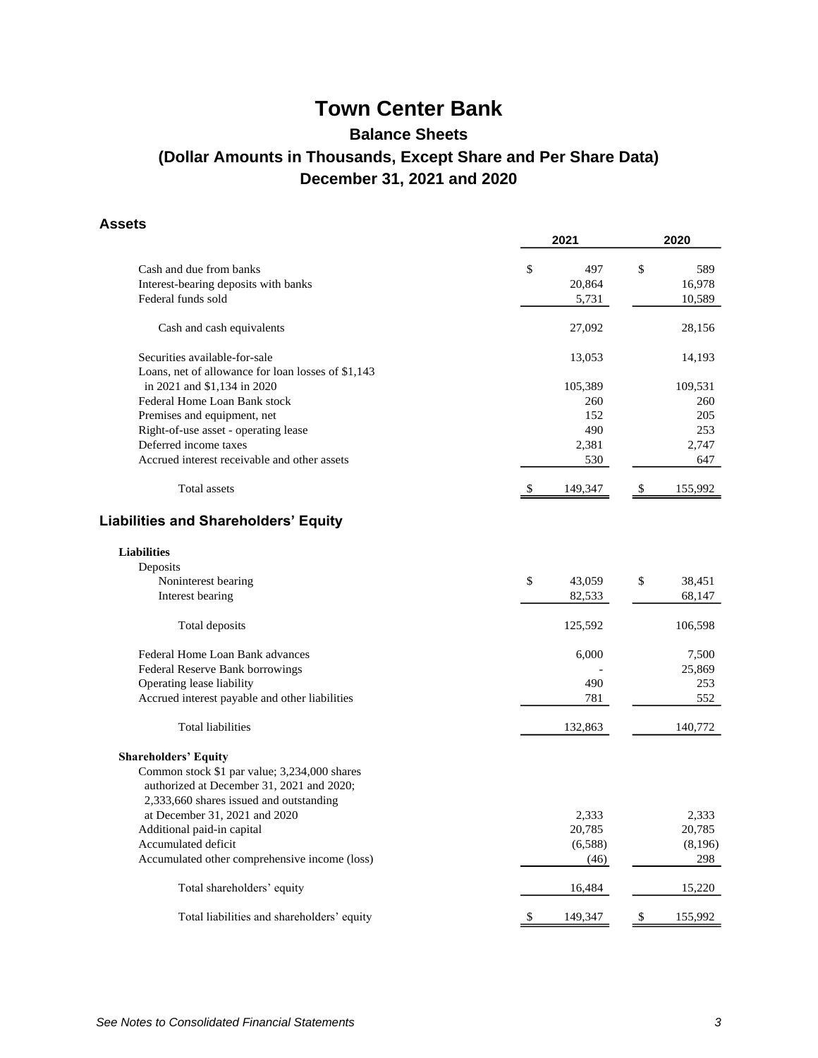# Town Center Bank

## Balance Sheets

## (Dollar Amounts in Thousands, Except Share and Per Share Data)

## December 31, 2021 and 2020

### Assets

| | 2021 | 2020 |
|---|---|---|
| Cash and due from banks | $ 497 | $ 589 |
| Interest-bearing deposits with banks | 20,864 | 16,978 |
| Federal funds sold | 5,731 | 10,589 |
| Cash and cash equivalents | 27,092 | 28,156 |
| Securities available-for-sale | 13,053 | 14,193 |
| Loans, net of allowance for loan losses of $1,143 in 2021 and $1,134 in 2020 | 105,389 | 109,531 |
| Federal Home Loan Bank stock | 260 | 260 |
| Premises and equipment, net | 152 | 205 |
| Right-of-use asset - operating lease | 490 | 253 |
| Deferred income taxes | 2,381 | 2,747 |
| Accrued interest receivable and other assets | 530 | 647 |
| Total assets | $ 149,347 | $ 155,992 |

### Liabilities and Shareholders' Equity

| | 2021 | 2020 |
|---|---|---|
| **Liabilities** | | |
| Deposits | | |
| Noninterest bearing | $ 43,059 | $ 38,451 |
| Interest bearing | 82,533 | 68,147 |
| Total deposits | 125,592 | 106,598 |
| Federal Home Loan Bank advances | 6,000 | 7,500 |
| Federal Reserve Bank borrowings | - | 25,869 |
| Operating lease liability | 490 | 253 |
| Accrued interest payable and other liabilities | 781 | 552 |
| Total liabilities | 132,863 | 140,772 |
| **Shareholders' Equity** | | |
| Common stock $1 par value; 3,234,000 shares authorized at December 31, 2021 and 2020; 2,333,660 shares issued and outstanding at December 31, 2021 and 2020 | 2,333 | 2,333 |
| Additional paid-in capital | 20,785 | 20,785 |
| Accumulated deficit | (6,588) | (8,196) |
| Accumulated other comprehensive income (loss) | (46) | 298 |
| Total shareholders' equity | 16,484 | 15,220 |
| Total liabilities and shareholders' equity | $ 149,347 | $ 155,992 |

*See Notes to Consolidated Financial Statements*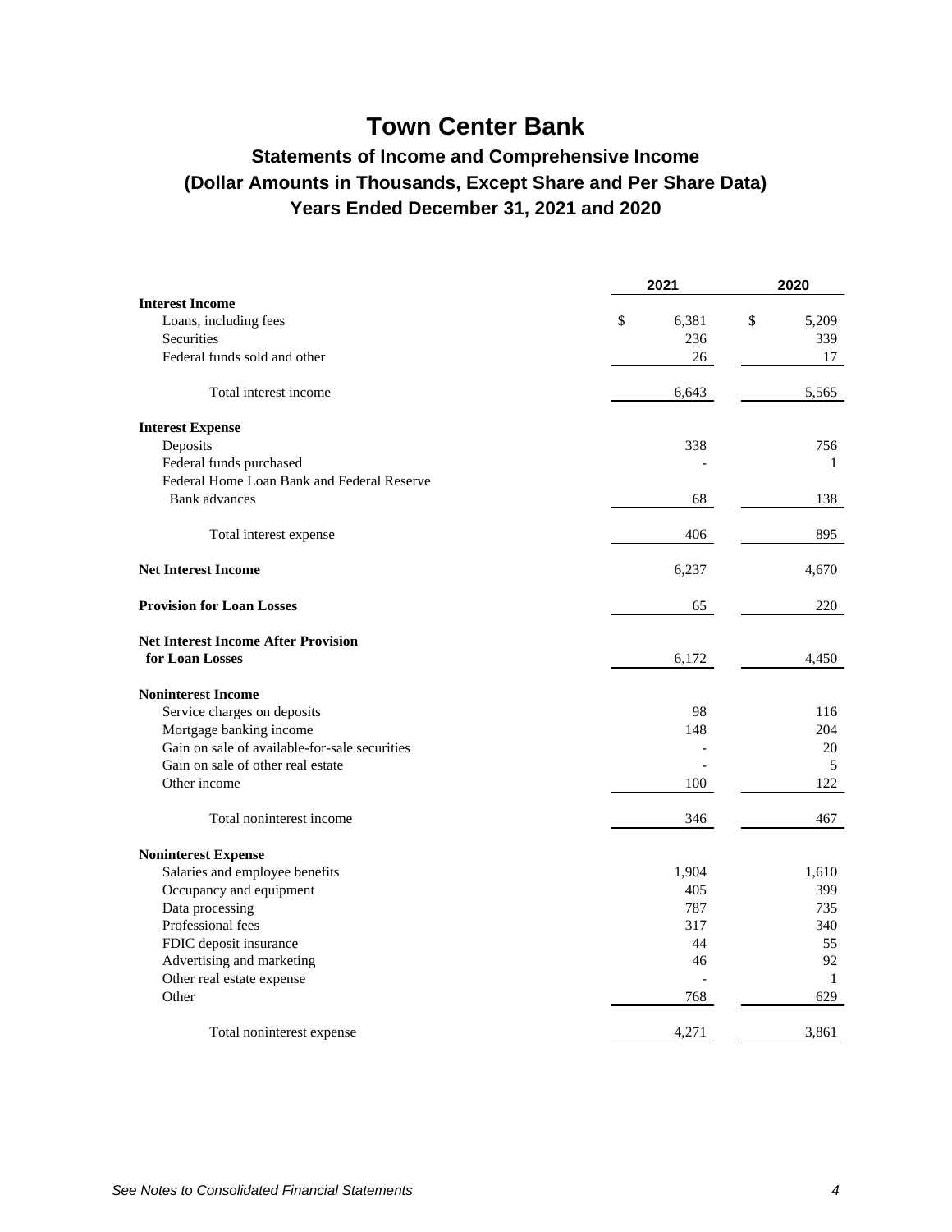# Town Center Bank

## Statements of Income and Comprehensive Income
## (Dollar Amounts in Thousands, Except Share and Per Share Data)
## Years Ended December 31, 2021 and 2020

| | 2021 | 2020 |
|---|---|---|
| **Interest Income** | | |
| Loans, including fees | $ 6,381 | $ 5,209 |
| Securities | 236 | 339 |
| Federal funds sold and other | 26 | 17 |
| Total interest income | 6,643 | 5,565 |
| **Interest Expense** | | |
| Deposits | 338 | 756 |
| Federal funds purchased | - | 1 |
| Federal Home Loan Bank and Federal Reserve Bank advances | 68 | 138 |
| Total interest expense | 406 | 895 |
| **Net Interest Income** | 6,237 | 4,670 |
| **Provision for Loan Losses** | 65 | 220 |
| **Net Interest Income After Provision for Loan Losses** | 6,172 | 4,450 |
| **Noninterest Income** | | |
| Service charges on deposits | 98 | 116 |
| Mortgage banking income | 148 | 204 |
| Gain on sale of available-for-sale securities | - | 20 |
| Gain on sale of other real estate | - | 5 |
| Other income | 100 | 122 |
| Total noninterest income | 346 | 467 |
| **Noninterest Expense** | | |
| Salaries and employee benefits | 1,904 | 1,610 |
| Occupancy and equipment | 405 | 399 |
| Data processing | 787 | 735 |
| Professional fees | 317 | 340 |
| FDIC deposit insurance | 44 | 55 |
| Advertising and marketing | 46 | 92 |
| Other real estate expense | - | 1 |
| Other | 768 | 629 |
| Total noninterest expense | 4,271 | 3,861 |

*See Notes to Consolidated Financial Statements*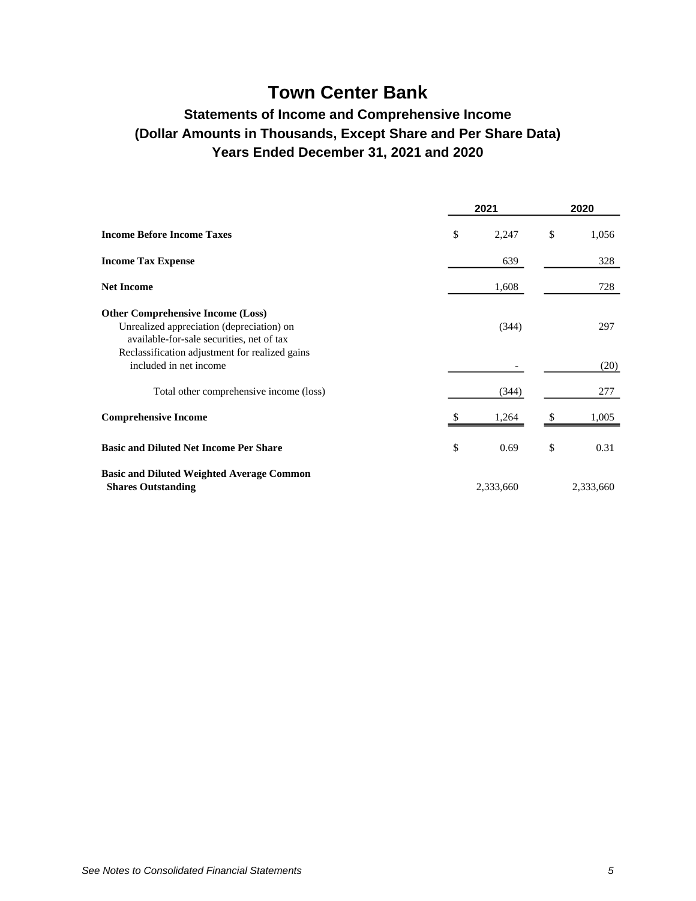# Town Center Bank

## Statements of Income and Comprehensive Income
## (Dollar Amounts in Thousands, Except Share and Per Share Data)
## Years Ended December 31, 2021 and 2020

| | 2021 | 2020 |
|---|---|---|
| **Income Before Income Taxes** | $ 2,247 | $ 1,056 |
| **Income Tax Expense** | 639 | 328 |
| **Net Income** | 1,608 | 728 |
| **Other Comprehensive Income (Loss)** | | |
| Unrealized appreciation (depreciation) on available-for-sale securities, net of tax | (344) | 297 |
| Reclassification adjustment for realized gains included in net income | - | (20) |
| Total other comprehensive income (loss) | (344) | 277 |
| **Comprehensive Income** | $ 1,264 | $ 1,005 |
| **Basic and Diluted Net Income Per Share** | $ 0.69 | $ 0.31 |
| **Basic and Diluted Weighted Average Common Shares Outstanding** | 2,333,660 | 2,333,660 |

*See Notes to Consolidated Financial Statements*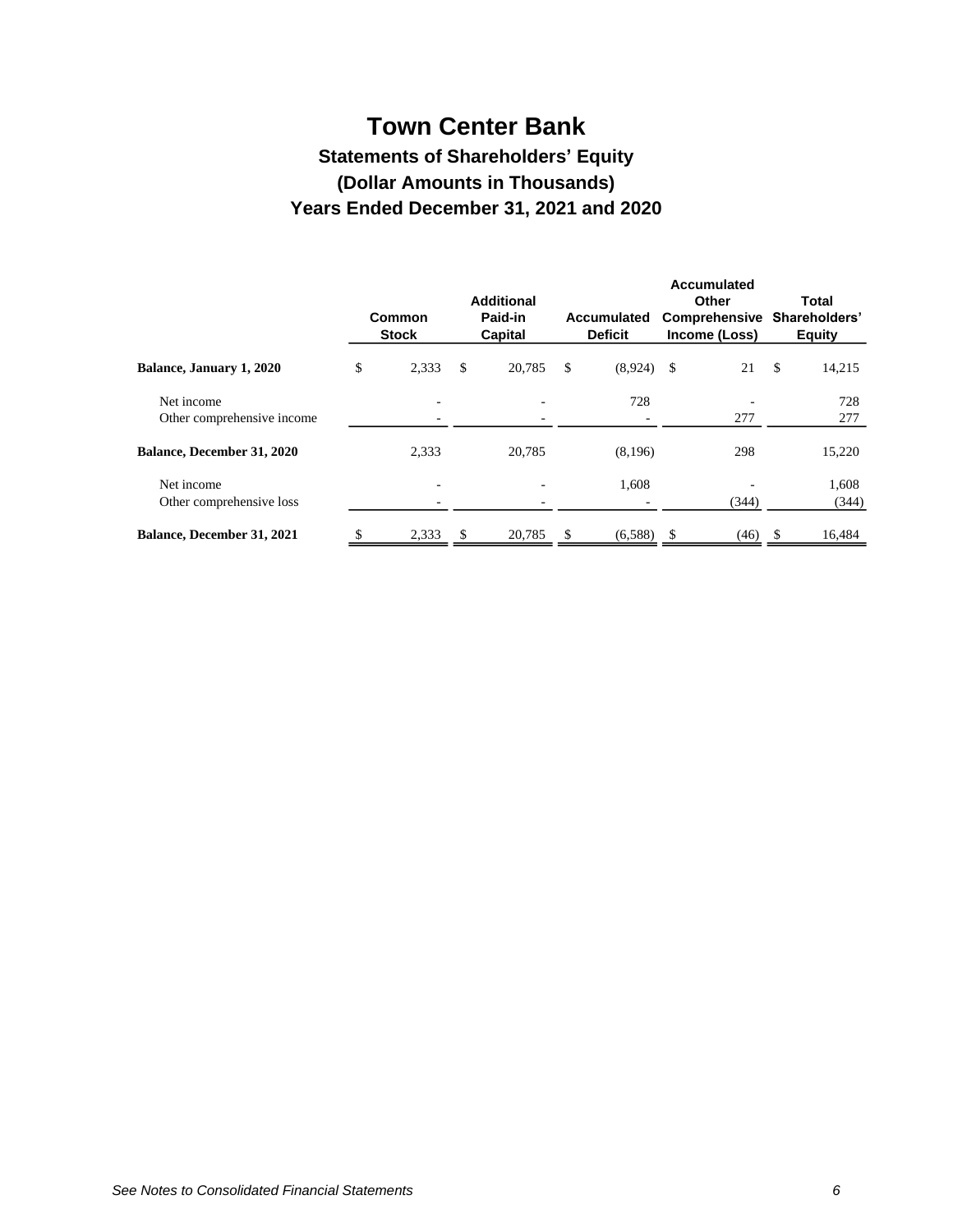# Town Center Bank

## Statements of Shareholders' Equity

## (Dollar Amounts in Thousands)

## Years Ended December 31, 2021 and 2020

| | Common Stock | Additional Paid-in Capital | Accumulated Deficit | Accumulated Other Comprehensive Income (Loss) | Total Shareholders' Equity |
|---|---|---|---|---|---|
| **Balance, January 1, 2020** | $ 2,333 | $ 20,785 | $ (8,924) | $ 21 | $ 14,215 |
| Net income | - | - | 728 | - | 728 |
| Other comprehensive income | - | - | - | 277 | 277 |
| **Balance, December 31, 2020** | 2,333 | 20,785 | (8,196) | 298 | 15,220 |
| Net income | - | - | 1,608 | - | 1,608 |
| Other comprehensive loss | - | - | - | (344) | (344) |
| **Balance, December 31, 2021** | $ 2,333 | $ 20,785 | $ (6,588) | $ (46) | $ 16,484 |

*See Notes to Consolidated Financial Statements*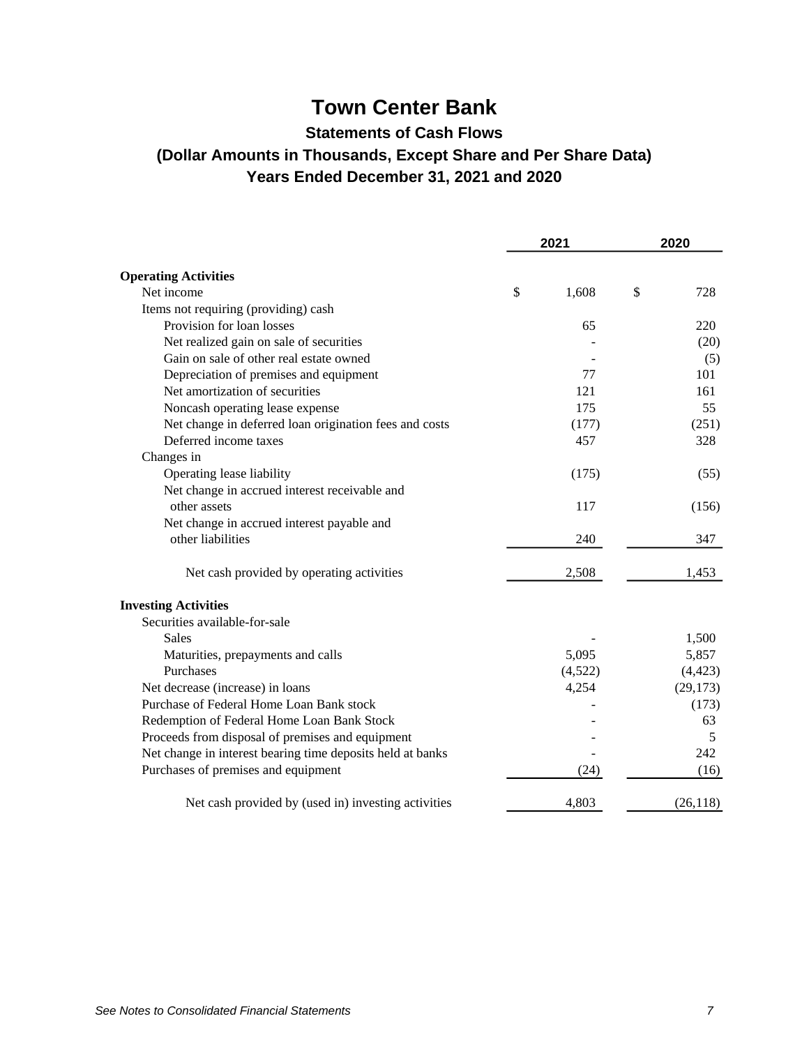# Town Center Bank

## Statements of Cash Flows

## (Dollar Amounts in Thousands, Except Share and Per Share Data)

## Years Ended December 31, 2021 and 2020

| | 2021 | 2020 |
|---|---|---|
| **Operating Activities** | | |
| Net income | $ 1,608 | $ 728 |
| Items not requiring (providing) cash | | |
| Provision for loan losses | 65 | 220 |
| Net realized gain on sale of securities | - | (20) |
| Gain on sale of other real estate owned | - | (5) |
| Depreciation of premises and equipment | 77 | 101 |
| Net amortization of securities | 121 | 161 |
| Noncash operating lease expense | 175 | 55 |
| Net change in deferred loan origination fees and costs | (177) | (251) |
| Deferred income taxes | 457 | 328 |
| Changes in | | |
| Operating lease liability | (175) | (55) |
| Net change in accrued interest receivable and other assets | 117 | (156) |
| Net change in accrued interest payable and other liabilities | 240 | 347 |
| Net cash provided by operating activities | 2,508 | 1,453 |
| **Investing Activities** | | |
| Securities available-for-sale | | |
| Sales | - | 1,500 |
| Maturities, prepayments and calls | 5,095 | 5,857 |
| Purchases | (4,522) | (4,423) |
| Net decrease (increase) in loans | 4,254 | (29,173) |
| Purchase of Federal Home Loan Bank stock | - | (173) |
| Redemption of Federal Home Loan Bank Stock | - | 63 |
| Proceeds from disposal of premises and equipment | - | 5 |
| Net change in interest bearing time deposits held at banks | - | 242 |
| Purchases of premises and equipment | (24) | (16) |
| Net cash provided by (used in) investing activities | 4,803 | (26,118) |

*See Notes to Consolidated Financial Statements*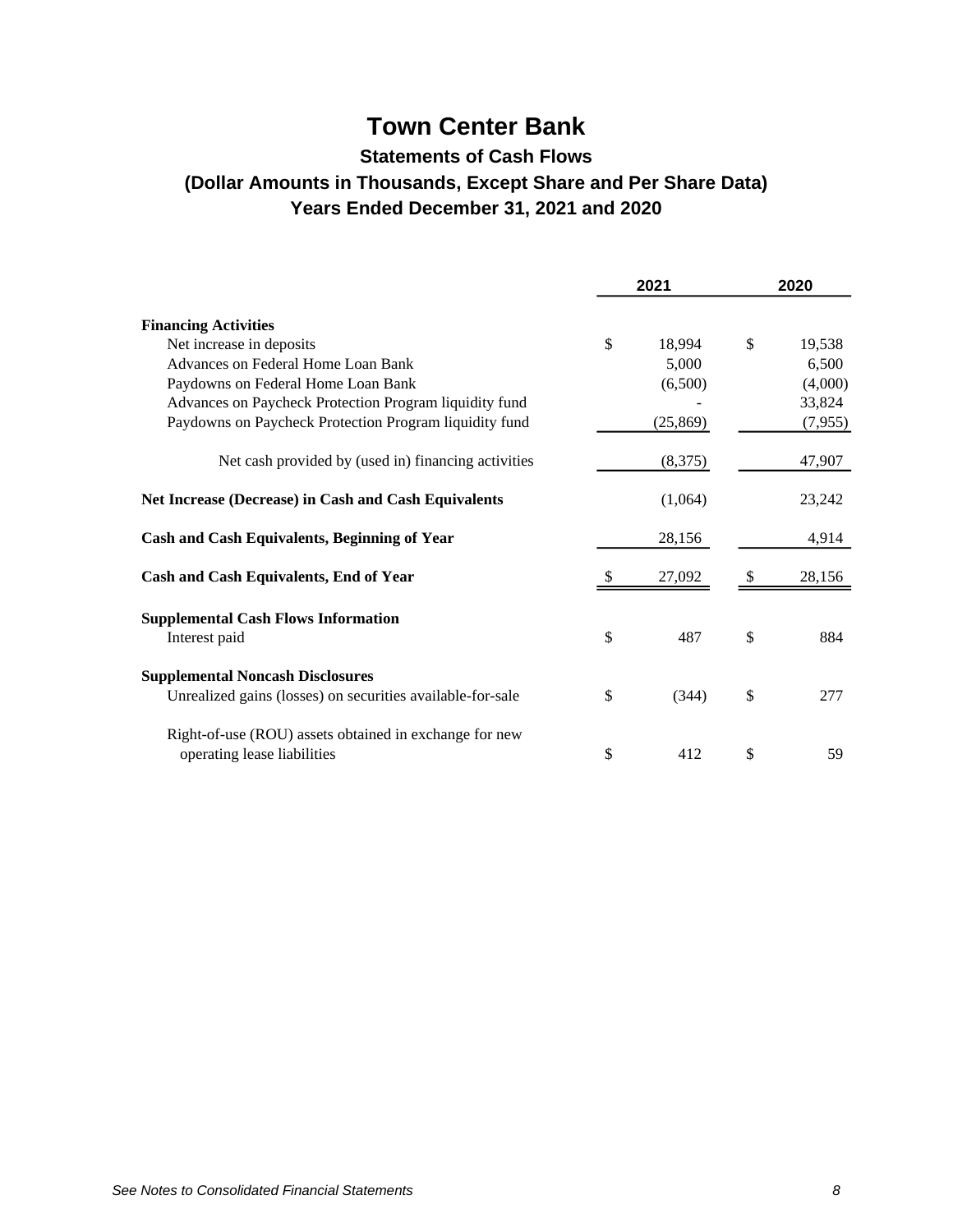# Town Center Bank

## Statements of Cash Flows

## (Dollar Amounts in Thousands, Except Share and Per Share Data)

## Years Ended December 31, 2021 and 2020

| | 2021 | 2020 |
|---|---|---|
| **Financing Activities** | | |
| Net increase in deposits | $ 18,994 | $ 19,538 |
| Advances on Federal Home Loan Bank | 5,000 | 6,500 |
| Paydowns on Federal Home Loan Bank | (6,500) | (4,000) |
| Advances on Paycheck Protection Program liquidity fund | - | 33,824 |
| Paydowns on Paycheck Protection Program liquidity fund | (25,869) | (7,955) |
| Net cash provided by (used in) financing activities | (8,375) | 47,907 |
| **Net Increase (Decrease) in Cash and Cash Equivalents** | (1,064) | 23,242 |
| **Cash and Cash Equivalents, Beginning of Year** | 28,156 | 4,914 |
| **Cash and Cash Equivalents, End of Year** | $ 27,092 | $ 28,156 |
| **Supplemental Cash Flows Information** | | |
| Interest paid | $ 487 | $ 884 |
| **Supplemental Noncash Disclosures** | | |
| Unrealized gains (losses) on securities available-for-sale | $ (344) | $ 277 |
| Right-of-use (ROU) assets obtained in exchange for new operating lease liabilities | $ 412 | $ 59 |

*See Notes to Consolidated Financial Statements*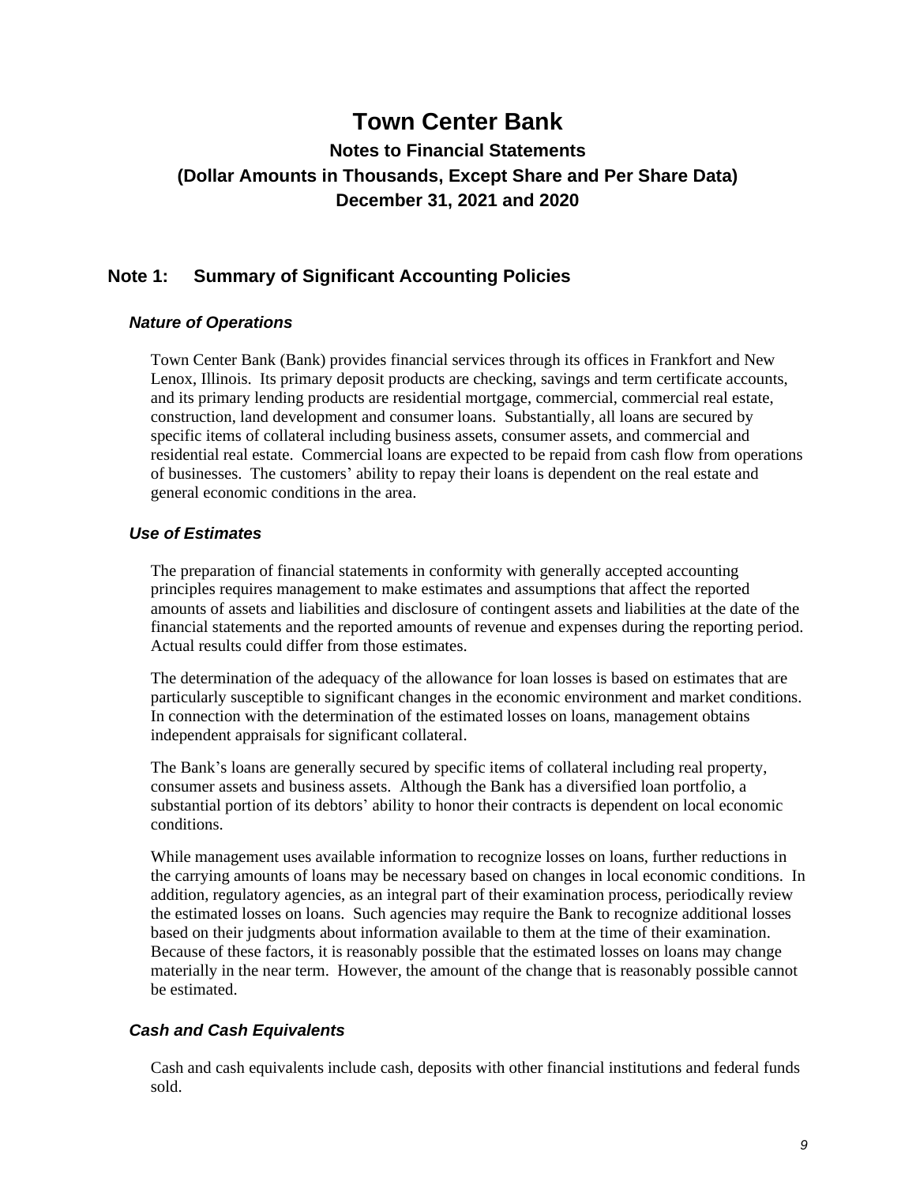# Town Center Bank

## Notes to Financial Statements
## (Dollar Amounts in Thousands, Except Share and Per Share Data)
## December 31, 2021 and 2020

## Note 1: Summary of Significant Accounting Policies

### *Nature of Operations*

Town Center Bank (Bank) provides financial services through its offices in Frankfort and New Lenox, Illinois. Its primary deposit products are checking, savings and term certificate accounts, and its primary lending products are residential mortgage, commercial, commercial real estate, construction, land development and consumer loans. Substantially, all loans are secured by specific items of collateral including business assets, consumer assets, and commercial and residential real estate. Commercial loans are expected to be repaid from cash flow from operations of businesses. The customers' ability to repay their loans is dependent on the real estate and general economic conditions in the area.

### *Use of Estimates*

The preparation of financial statements in conformity with generally accepted accounting principles requires management to make estimates and assumptions that affect the reported amounts of assets and liabilities and disclosure of contingent assets and liabilities at the date of the financial statements and the reported amounts of revenue and expenses during the reporting period. Actual results could differ from those estimates.

The determination of the adequacy of the allowance for loan losses is based on estimates that are particularly susceptible to significant changes in the economic environment and market conditions. In connection with the determination of the estimated losses on loans, management obtains independent appraisals for significant collateral.

The Bank's loans are generally secured by specific items of collateral including real property, consumer assets and business assets. Although the Bank has a diversified loan portfolio, a substantial portion of its debtors' ability to honor their contracts is dependent on local economic conditions.

While management uses available information to recognize losses on loans, further reductions in the carrying amounts of loans may be necessary based on changes in local economic conditions. In addition, regulatory agencies, as an integral part of their examination process, periodically review the estimated losses on loans. Such agencies may require the Bank to recognize additional losses based on their judgments about information available to them at the time of their examination. Because of these factors, it is reasonably possible that the estimated losses on loans may change materially in the near term. However, the amount of the change that is reasonably possible cannot be estimated.

### *Cash and Cash Equivalents*

Cash and cash equivalents include cash, deposits with other financial institutions and federal funds sold.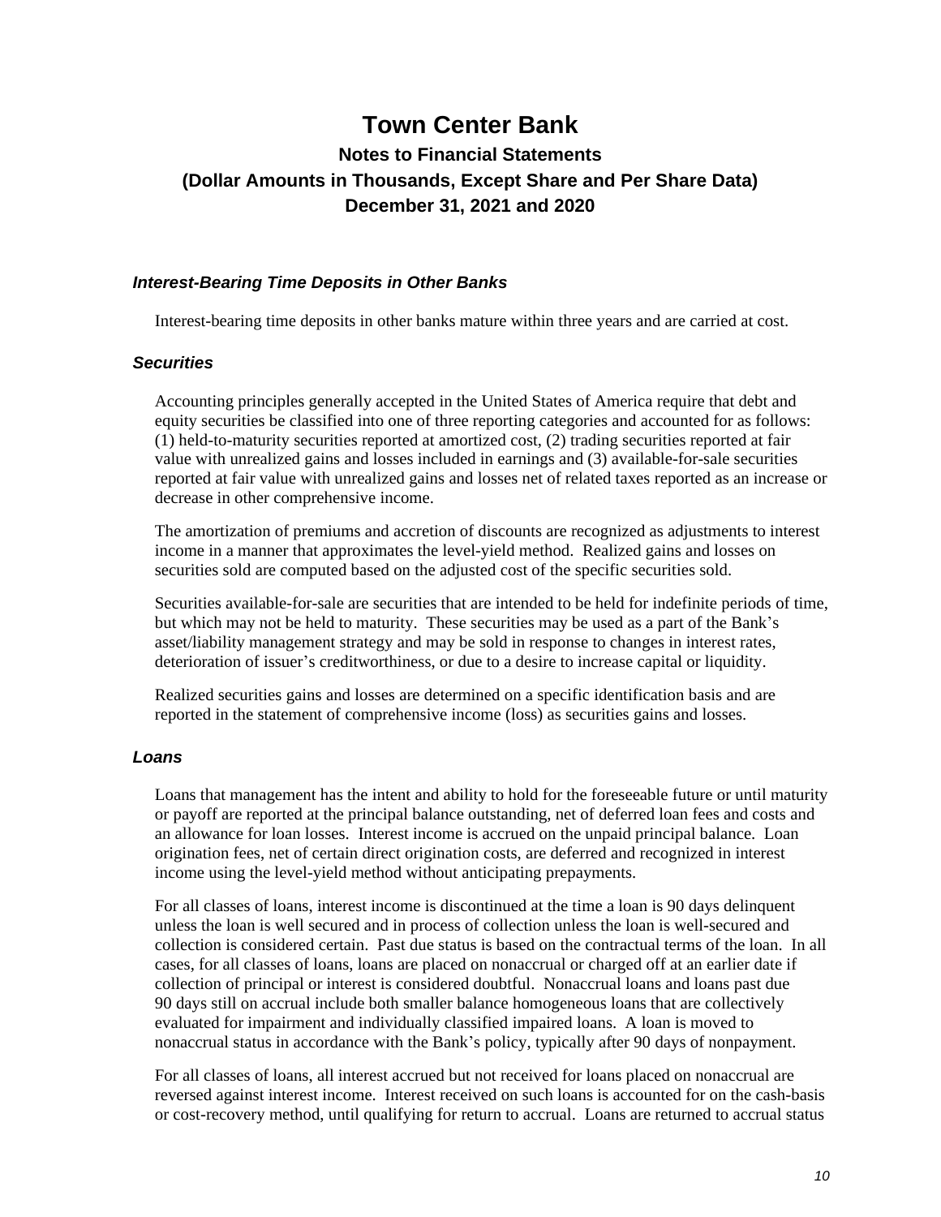# Town Center Bank

## Notes to Financial Statements
## (Dollar Amounts in Thousands, Except Share and Per Share Data)
## December 31, 2021 and 2020

### *Interest-Bearing Time Deposits in Other Banks*

Interest-bearing time deposits in other banks mature within three years and are carried at cost.

### *Securities*

Accounting principles generally accepted in the United States of America require that debt and equity securities be classified into one of three reporting categories and accounted for as follows: (1) held-to-maturity securities reported at amortized cost, (2) trading securities reported at fair value with unrealized gains and losses included in earnings and (3) available-for-sale securities reported at fair value with unrealized gains and losses net of related taxes reported as an increase or decrease in other comprehensive income.

The amortization of premiums and accretion of discounts are recognized as adjustments to interest income in a manner that approximates the level-yield method. Realized gains and losses on securities sold are computed based on the adjusted cost of the specific securities sold.

Securities available-for-sale are securities that are intended to be held for indefinite periods of time, but which may not be held to maturity. These securities may be used as a part of the Bank's asset/liability management strategy and may be sold in response to changes in interest rates, deterioration of issuer's creditworthiness, or due to a desire to increase capital or liquidity.

Realized securities gains and losses are determined on a specific identification basis and are reported in the statement of comprehensive income (loss) as securities gains and losses.

### *Loans*

Loans that management has the intent and ability to hold for the foreseeable future or until maturity or payoff are reported at the principal balance outstanding, net of deferred loan fees and costs and an allowance for loan losses. Interest income is accrued on the unpaid principal balance. Loan origination fees, net of certain direct origination costs, are deferred and recognized in interest income using the level-yield method without anticipating prepayments.

For all classes of loans, interest income is discontinued at the time a loan is 90 days delinquent unless the loan is well secured and in process of collection unless the loan is well-secured and collection is considered certain. Past due status is based on the contractual terms of the loan. In all cases, for all classes of loans, loans are placed on nonaccrual or charged off at an earlier date if collection of principal or interest is considered doubtful. Nonaccrual loans and loans past due 90 days still on accrual include both smaller balance homogeneous loans that are collectively evaluated for impairment and individually classified impaired loans. A loan is moved to nonaccrual status in accordance with the Bank's policy, typically after 90 days of nonpayment.

For all classes of loans, all interest accrued but not received for loans placed on nonaccrual are reversed against interest income. Interest received on such loans is accounted for on the cash-basis or cost-recovery method, until qualifying for return to accrual. Loans are returned to accrual status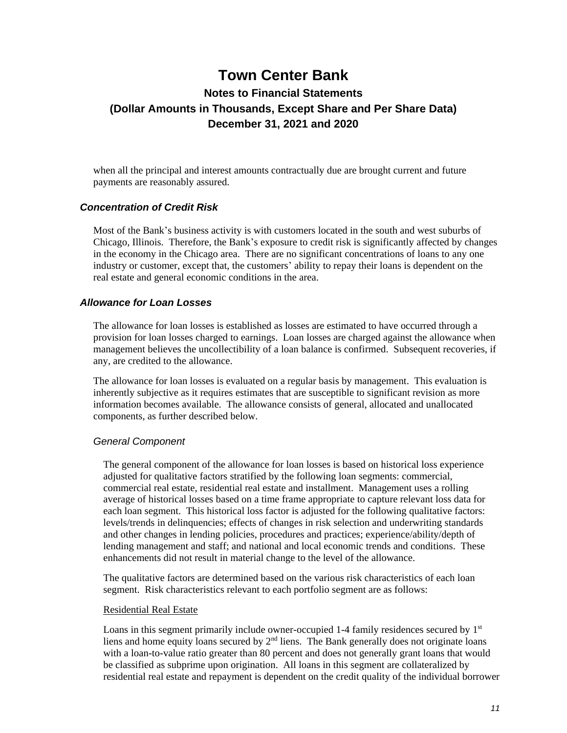when all the principal and interest amounts contractually due are brought current and future payments are reasonably assured.

### *Concentration of Credit Risk*

Most of the Bank's business activity is with customers located in the south and west suburbs of Chicago, Illinois. Therefore, the Bank's exposure to credit risk is significantly affected by changes in the economy in the Chicago area. There are no significant concentrations of loans to any one industry or customer, except that, the customers' ability to repay their loans is dependent on the real estate and general economic conditions in the area.

### *Allowance for Loan Losses*

The allowance for loan losses is established as losses are estimated to have occurred through a provision for loan losses charged to earnings. Loan losses are charged against the allowance when management believes the uncollectibility of a loan balance is confirmed. Subsequent recoveries, if any, are credited to the allowance.

The allowance for loan losses is evaluated on a regular basis by management. This evaluation is inherently subjective as it requires estimates that are susceptible to significant revision as more information becomes available. The allowance consists of general, allocated and unallocated components, as further described below.

#### *General Component*

The general component of the allowance for loan losses is based on historical loss experience adjusted for qualitative factors stratified by the following loan segments: commercial, commercial real estate, residential real estate and installment. Management uses a rolling average of historical losses based on a time frame appropriate to capture relevant loss data for each loan segment. This historical loss factor is adjusted for the following qualitative factors: levels/trends in delinquencies; effects of changes in risk selection and underwriting standards and other changes in lending policies, procedures and practices; experience/ability/depth of lending management and staff; and national and local economic trends and conditions. These enhancements did not result in material change to the level of the allowance.

The qualitative factors are determined based on the various risk characteristics of each loan segment. Risk characteristics relevant to each portfolio segment are as follows:

Residential Real Estate

Loans in this segment primarily include owner-occupied 1-4 family residences secured by 1st liens and home equity loans secured by 2nd liens. The Bank generally does not originate loans with a loan-to-value ratio greater than 80 percent and does not generally grant loans that would be classified as subprime upon origination. All loans in this segment are collateralized by residential real estate and repayment is dependent on the credit quality of the individual borrower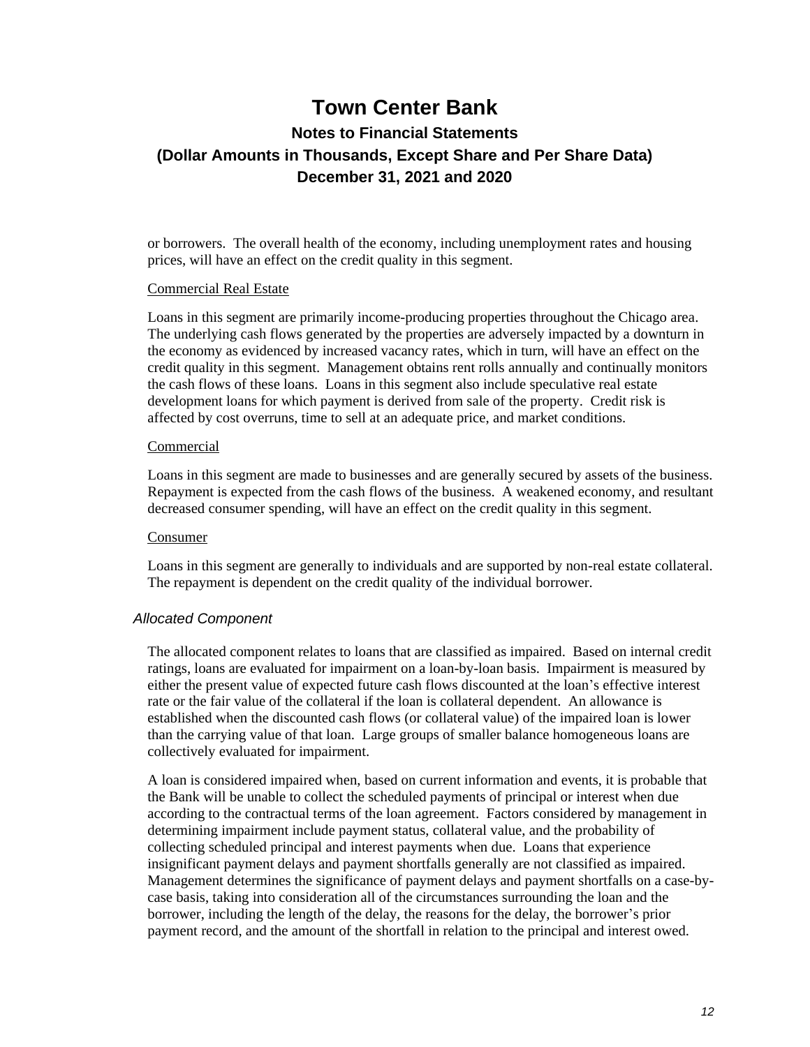or borrowers. The overall health of the economy, including unemployment rates and housing prices, will have an effect on the credit quality in this segment.

Commercial Real Estate

Loans in this segment are primarily income-producing properties throughout the Chicago area. The underlying cash flows generated by the properties are adversely impacted by a downturn in the economy as evidenced by increased vacancy rates, which in turn, will have an effect on the credit quality in this segment. Management obtains rent rolls annually and continually monitors the cash flows of these loans. Loans in this segment also include speculative real estate development loans for which payment is derived from sale of the property. Credit risk is affected by cost overruns, time to sell at an adequate price, and market conditions.

Commercial

Loans in this segment are made to businesses and are generally secured by assets of the business. Repayment is expected from the cash flows of the business. A weakened economy, and resultant decreased consumer spending, will have an effect on the credit quality in this segment.

Consumer

Loans in this segment are generally to individuals and are supported by non-real estate collateral. The repayment is dependent on the credit quality of the individual borrower.

*Allocated Component*

The allocated component relates to loans that are classified as impaired. Based on internal credit ratings, loans are evaluated for impairment on a loan-by-loan basis. Impairment is measured by either the present value of expected future cash flows discounted at the loan's effective interest rate or the fair value of the collateral if the loan is collateral dependent. An allowance is established when the discounted cash flows (or collateral value) of the impaired loan is lower than the carrying value of that loan. Large groups of smaller balance homogeneous loans are collectively evaluated for impairment.

A loan is considered impaired when, based on current information and events, it is probable that the Bank will be unable to collect the scheduled payments of principal or interest when due according to the contractual terms of the loan agreement. Factors considered by management in determining impairment include payment status, collateral value, and the probability of collecting scheduled principal and interest payments when due. Loans that experience insignificant payment delays and payment shortfalls generally are not classified as impaired. Management determines the significance of payment delays and payment shortfalls on a case-by-case basis, taking into consideration all of the circumstances surrounding the loan and the borrower, including the length of the delay, the reasons for the delay, the borrower's prior payment record, and the amount of the shortfall in relation to the principal and interest owed.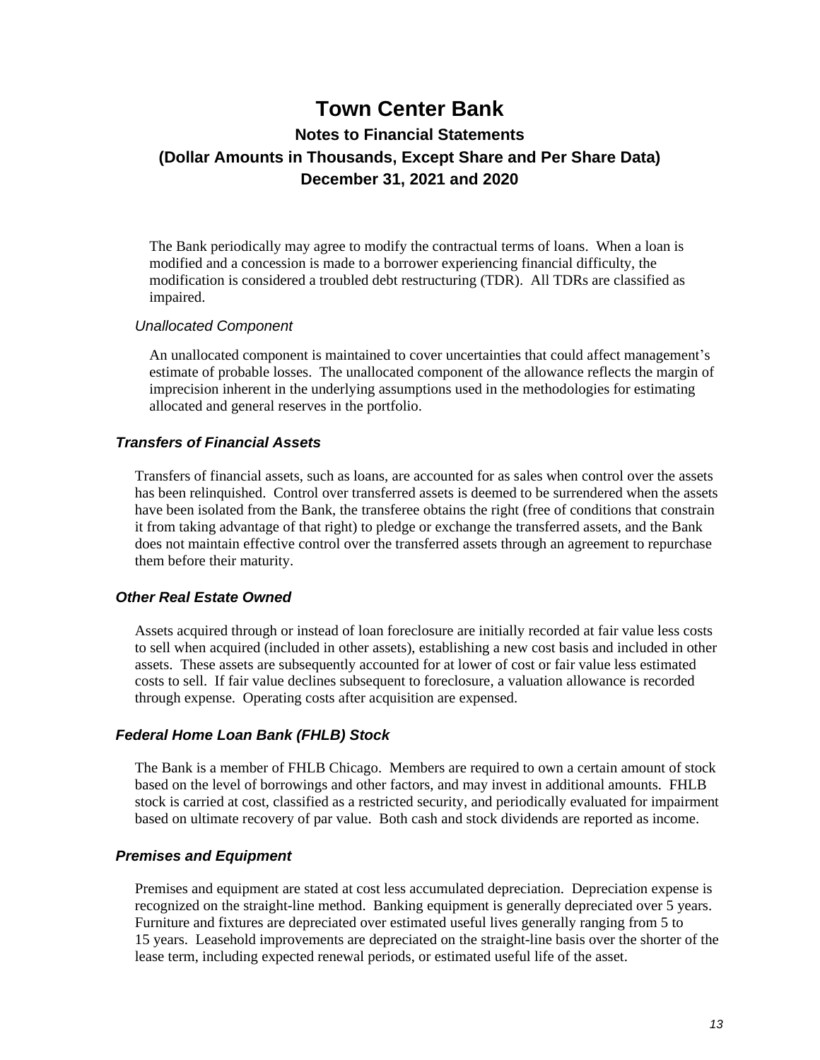The Bank periodically may agree to modify the contractual terms of loans. When a loan is modified and a concession is made to a borrower experiencing financial difficulty, the modification is considered a troubled debt restructuring (TDR). All TDRs are classified as impaired.

*Unallocated Component*

An unallocated component is maintained to cover uncertainties that could affect management's estimate of probable losses. The unallocated component of the allowance reflects the margin of imprecision inherent in the underlying assumptions used in the methodologies for estimating allocated and general reserves in the portfolio.

### *Transfers of Financial Assets*

Transfers of financial assets, such as loans, are accounted for as sales when control over the assets has been relinquished. Control over transferred assets is deemed to be surrendered when the assets have been isolated from the Bank, the transferee obtains the right (free of conditions that constrain it from taking advantage of that right) to pledge or exchange the transferred assets, and the Bank does not maintain effective control over the transferred assets through an agreement to repurchase them before their maturity.

### *Other Real Estate Owned*

Assets acquired through or instead of loan foreclosure are initially recorded at fair value less costs to sell when acquired (included in other assets), establishing a new cost basis and included in other assets. These assets are subsequently accounted for at lower of cost or fair value less estimated costs to sell. If fair value declines subsequent to foreclosure, a valuation allowance is recorded through expense. Operating costs after acquisition are expensed.

### *Federal Home Loan Bank (FHLB) Stock*

The Bank is a member of FHLB Chicago. Members are required to own a certain amount of stock based on the level of borrowings and other factors, and may invest in additional amounts. FHLB stock is carried at cost, classified as a restricted security, and periodically evaluated for impairment based on ultimate recovery of par value. Both cash and stock dividends are reported as income.

### *Premises and Equipment*

Premises and equipment are stated at cost less accumulated depreciation. Depreciation expense is recognized on the straight-line method. Banking equipment is generally depreciated over 5 years. Furniture and fixtures are depreciated over estimated useful lives generally ranging from 5 to 15 years. Leasehold improvements are depreciated on the straight-line basis over the shorter of the lease term, including expected renewal periods, or estimated useful life of the asset.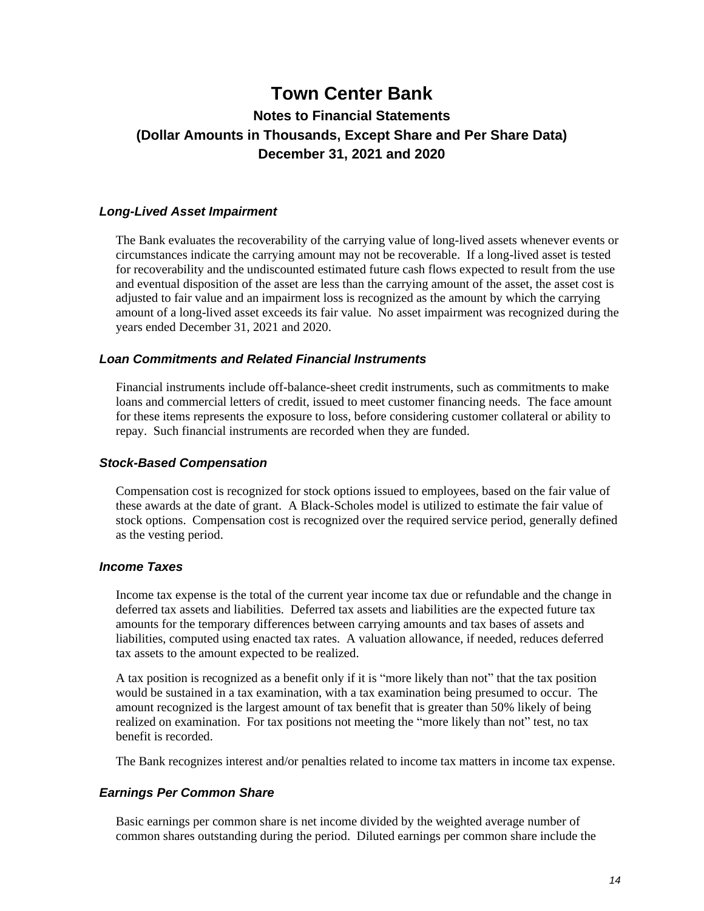# Town Center Bank

## Notes to Financial Statements

## (Dollar Amounts in Thousands, Except Share and Per Share Data)

## December 31, 2021 and 2020

### *Long-Lived Asset Impairment*

The Bank evaluates the recoverability of the carrying value of long-lived assets whenever events or circumstances indicate the carrying amount may not be recoverable. If a long-lived asset is tested for recoverability and the undiscounted estimated future cash flows expected to result from the use and eventual disposition of the asset are less than the carrying amount of the asset, the asset cost is adjusted to fair value and an impairment loss is recognized as the amount by which the carrying amount of a long-lived asset exceeds its fair value. No asset impairment was recognized during the years ended December 31, 2021 and 2020.

### *Loan Commitments and Related Financial Instruments*

Financial instruments include off-balance-sheet credit instruments, such as commitments to make loans and commercial letters of credit, issued to meet customer financing needs. The face amount for these items represents the exposure to loss, before considering customer collateral or ability to repay. Such financial instruments are recorded when they are funded.

### *Stock-Based Compensation*

Compensation cost is recognized for stock options issued to employees, based on the fair value of these awards at the date of grant. A Black-Scholes model is utilized to estimate the fair value of stock options. Compensation cost is recognized over the required service period, generally defined as the vesting period.

### *Income Taxes*

Income tax expense is the total of the current year income tax due or refundable and the change in deferred tax assets and liabilities. Deferred tax assets and liabilities are the expected future tax amounts for the temporary differences between carrying amounts and tax bases of assets and liabilities, computed using enacted tax rates. A valuation allowance, if needed, reduces deferred tax assets to the amount expected to be realized.

A tax position is recognized as a benefit only if it is "more likely than not" that the tax position would be sustained in a tax examination, with a tax examination being presumed to occur. The amount recognized is the largest amount of tax benefit that is greater than 50% likely of being realized on examination. For tax positions not meeting the "more likely than not" test, no tax benefit is recorded.

The Bank recognizes interest and/or penalties related to income tax matters in income tax expense.

### *Earnings Per Common Share*

Basic earnings per common share is net income divided by the weighted average number of common shares outstanding during the period. Diluted earnings per common share include the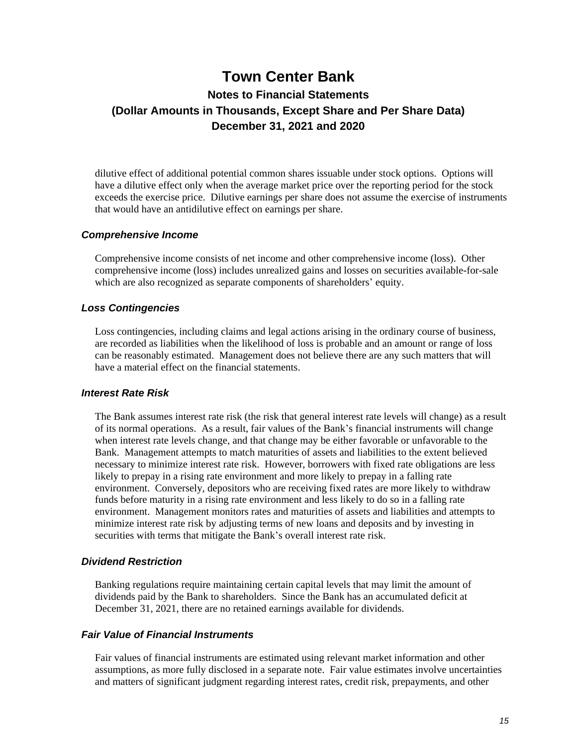dilutive effect of additional potential common shares issuable under stock options. Options will have a dilutive effect only when the average market price over the reporting period for the stock exceeds the exercise price. Dilutive earnings per share does not assume the exercise of instruments that would have an antidilutive effect on earnings per share.

### *Comprehensive Income*

Comprehensive income consists of net income and other comprehensive income (loss). Other comprehensive income (loss) includes unrealized gains and losses on securities available-for-sale which are also recognized as separate components of shareholders' equity.

### *Loss Contingencies*

Loss contingencies, including claims and legal actions arising in the ordinary course of business, are recorded as liabilities when the likelihood of loss is probable and an amount or range of loss can be reasonably estimated. Management does not believe there are any such matters that will have a material effect on the financial statements.

### *Interest Rate Risk*

The Bank assumes interest rate risk (the risk that general interest rate levels will change) as a result of its normal operations. As a result, fair values of the Bank's financial instruments will change when interest rate levels change, and that change may be either favorable or unfavorable to the Bank. Management attempts to match maturities of assets and liabilities to the extent believed necessary to minimize interest rate risk. However, borrowers with fixed rate obligations are less likely to prepay in a rising rate environment and more likely to prepay in a falling rate environment. Conversely, depositors who are receiving fixed rates are more likely to withdraw funds before maturity in a rising rate environment and less likely to do so in a falling rate environment. Management monitors rates and maturities of assets and liabilities and attempts to minimize interest rate risk by adjusting terms of new loans and deposits and by investing in securities with terms that mitigate the Bank's overall interest rate risk.

### *Dividend Restriction*

Banking regulations require maintaining certain capital levels that may limit the amount of dividends paid by the Bank to shareholders. Since the Bank has an accumulated deficit at December 31, 2021, there are no retained earnings available for dividends.

### *Fair Value of Financial Instruments*

Fair values of financial instruments are estimated using relevant market information and other assumptions, as more fully disclosed in a separate note. Fair value estimates involve uncertainties and matters of significant judgment regarding interest rates, credit risk, prepayments, and other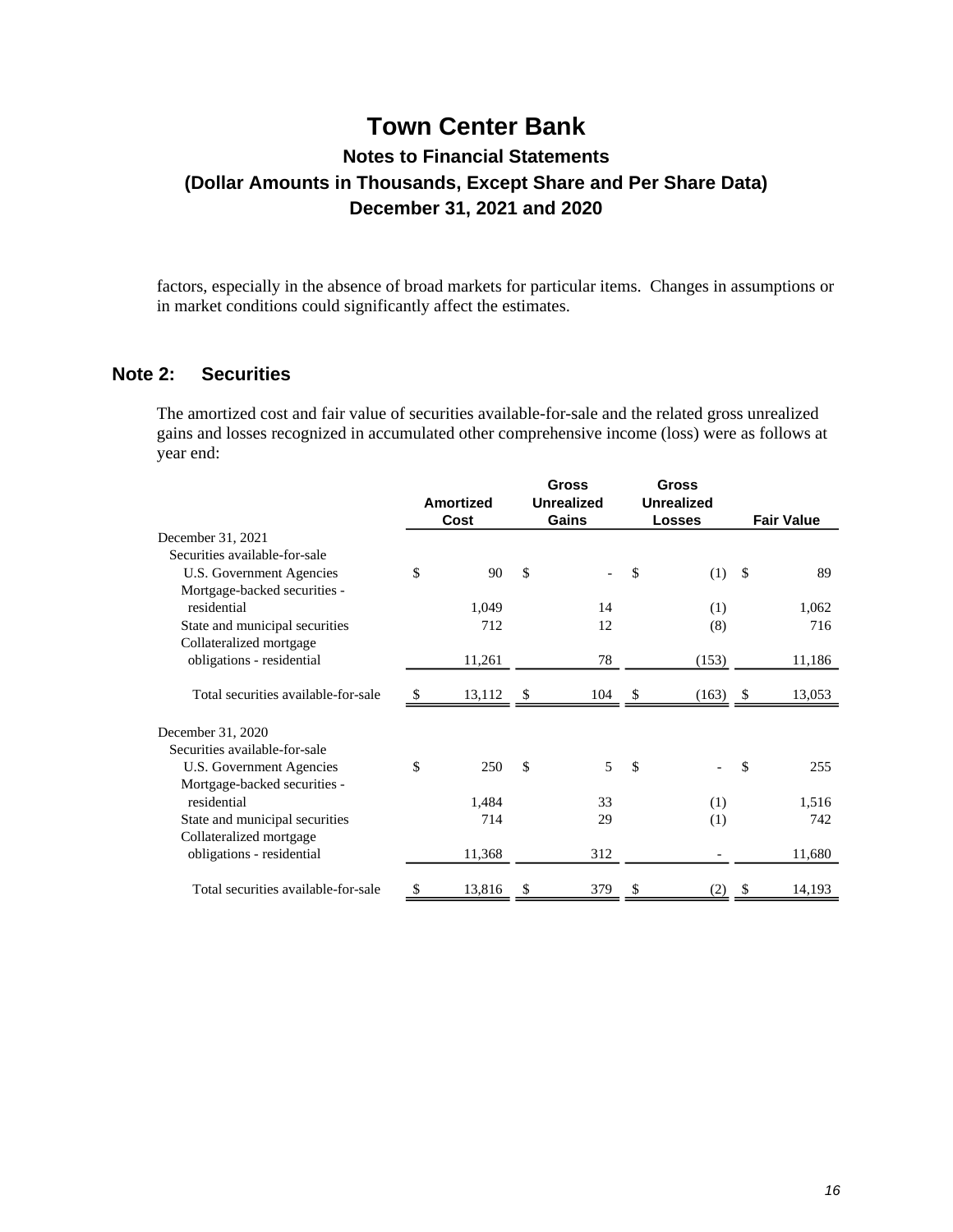# Town Center Bank

## Notes to Financial Statements

### (Dollar Amounts in Thousands, Except Share and Per Share Data)

### December 31, 2021 and 2020

factors, especially in the absence of broad markets for particular items. Changes in assumptions or in market conditions could significantly affect the estimates.

## Note 2: Securities

The amortized cost and fair value of securities available-for-sale and the related gross unrealized gains and losses recognized in accumulated other comprehensive income (loss) were as follows at year end:

| | Amortized Cost | Gross Unrealized Gains | Gross Unrealized Losses | Fair Value |
|---|---|---|---|---|
| December 31, 2021 | | | | |
| Securities available-for-sale | | | | |
| U.S. Government Agencies | $ 90 | $ - | $ (1) | $ 89 |
| Mortgage-backed securities - residential | 1,049 | 14 | (1) | 1,062 |
| State and municipal securities | 712 | 12 | (8) | 716 |
| Collateralized mortgage obligations - residential | 11,261 | 78 | (153) | 11,186 |
| Total securities available-for-sale | $ 13,112 | $ 104 | $ (163) | $ 13,053 |
| December 31, 2020 | | | | |
| Securities available-for-sale | | | | |
| U.S. Government Agencies | $ 250 | $ 5 | $ - | $ 255 |
| Mortgage-backed securities - residential | 1,484 | 33 | (1) | 1,516 |
| State and municipal securities | 714 | 29 | (1) | 742 |
| Collateralized mortgage obligations - residential | 11,368 | 312 | - | 11,680 |
| Total securities available-for-sale | $ 13,816 | $ 379 | $ (2) | $ 14,193 |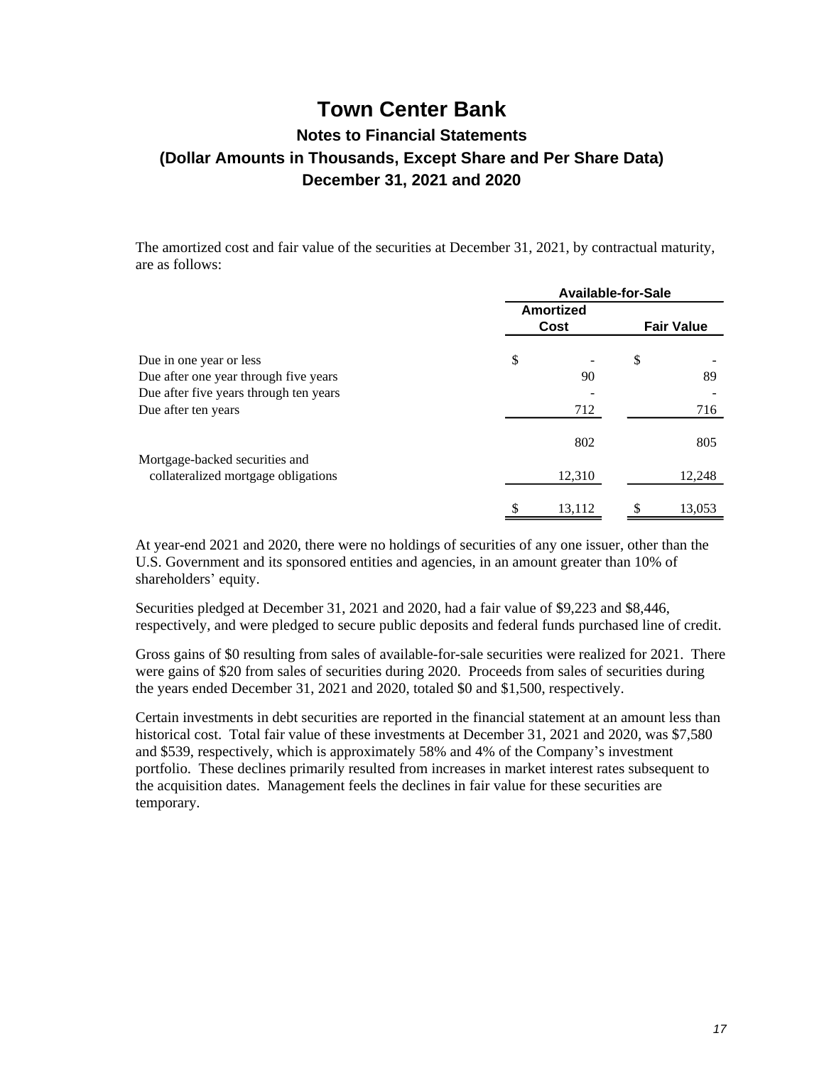# Town Center Bank

## Notes to Financial Statements

## (Dollar Amounts in Thousands, Except Share and Per Share Data)

## December 31, 2021 and 2020

The amortized cost and fair value of the securities at December 31, 2021, by contractual maturity, are as follows:

| | Available-for-Sale | |
|---|---|---|
| | Amortized Cost | Fair Value |
| Due in one year or less | $ - | $ - |
| Due after one year through five years | 90 | 89 |
| Due after five years through ten years | - | - |
| Due after ten years | 712 | 716 |
| | 802 | 805 |
| Mortgage-backed securities and collateralized mortgage obligations | 12,310 | 12,248 |
| | $ 13,112 | $ 13,053 |

At year-end 2021 and 2020, there were no holdings of securities of any one issuer, other than the U.S. Government and its sponsored entities and agencies, in an amount greater than 10% of shareholders' equity.

Securities pledged at December 31, 2021 and 2020, had a fair value of $9,223 and $8,446, respectively, and were pledged to secure public deposits and federal funds purchased line of credit.

Gross gains of $0 resulting from sales of available-for-sale securities were realized for 2021. There were gains of $20 from sales of securities during 2020. Proceeds from sales of securities during the years ended December 31, 2021 and 2020, totaled $0 and $1,500, respectively.

Certain investments in debt securities are reported in the financial statement at an amount less than historical cost. Total fair value of these investments at December 31, 2021 and 2020, was $7,580 and $539, respectively, which is approximately 58% and 4% of the Company's investment portfolio. These declines primarily resulted from increases in market interest rates subsequent to the acquisition dates. Management feels the declines in fair value for these securities are temporary.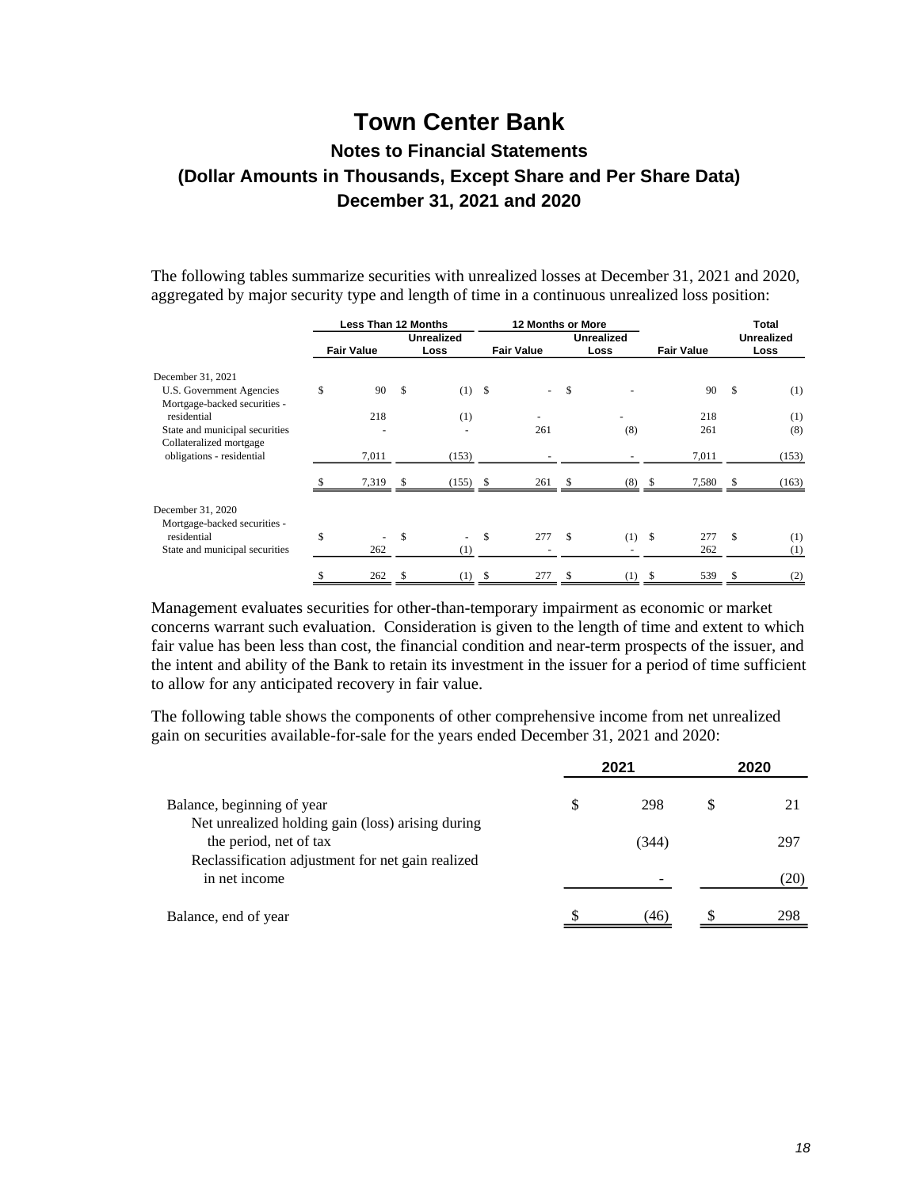# Town Center Bank

## Notes to Financial Statements

## (Dollar Amounts in Thousands, Except Share and Per Share Data)

## December 31, 2021 and 2020

The following tables summarize securities with unrealized losses at December 31, 2021 and 2020, aggregated by major security type and length of time in a continuous unrealized loss position:

| | Less Than 12 Months | | 12 Months or More | | Total | |
|---|---|---|---|---|---|---|
| | Fair Value | Unrealized Loss | Fair Value | Unrealized Loss | Fair Value | Unrealized Loss |
| December 31, 2021 | | | | | | |
| U.S. Government Agencies | $ 90 | $ (1) | $ - | $ - | 90 | $ (1) |
| Mortgage-backed securities - residential | 218 | (1) | - | - | 218 | (1) |
| State and municipal securities | - | - | 261 | (8) | 261 | (8) |
| Collateralized mortgage obligations - residential | 7,011 | (153) | - | - | 7,011 | (153) |
| | $ 7,319 | $ (155) | $ 261 | $ (8) | $ 7,580 | $ (163) |
| December 31, 2020 | | | | | | |
| Mortgage-backed securities - residential | $ - | $ - | $ 277 | $ (1) | $ 277 | $ (1) |
| State and municipal securities | 262 | (1) | - | - | 262 | (1) |
| | $ 262 | $ (1) | $ 277 | $ (1) | $ 539 | $ (2) |

Management evaluates securities for other-than-temporary impairment as economic or market concerns warrant such evaluation. Consideration is given to the length of time and extent to which fair value has been less than cost, the financial condition and near-term prospects of the issuer, and the intent and ability of the Bank to retain its investment in the issuer for a period of time sufficient to allow for any anticipated recovery in fair value.

The following table shows the components of other comprehensive income from net unrealized gain on securities available-for-sale for the years ended December 31, 2021 and 2020:

| | 2021 | 2020 |
|---|---|---|
| Balance, beginning of year | $ 298 | $ 21 |
| Net unrealized holding gain (loss) arising during the period, net of tax | (344) | 297 |
| Reclassification adjustment for net gain realized in net income | - | (20) |
| Balance, end of year | $ (46) | $ 298 |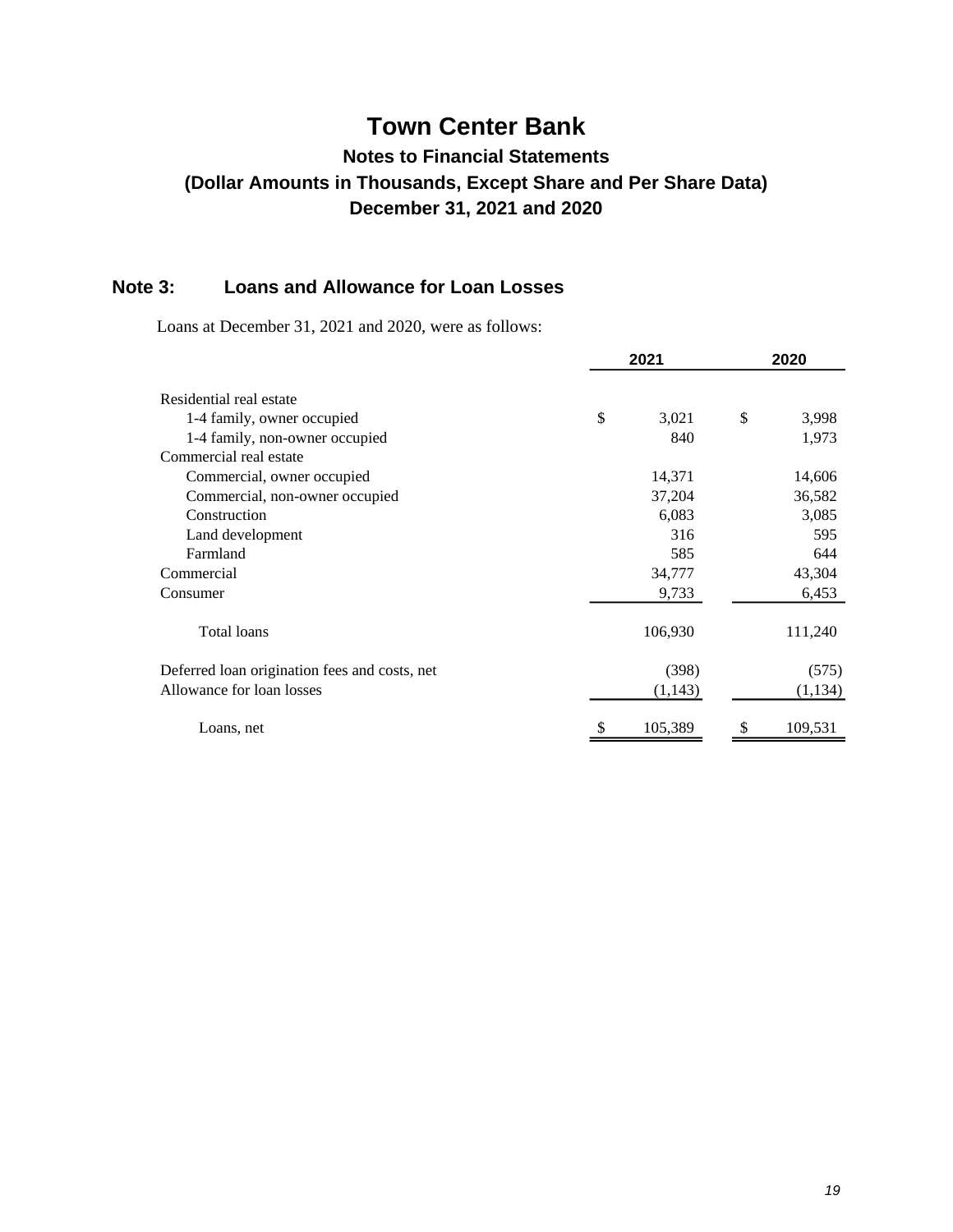# Town Center Bank

## Notes to Financial Statements

## (Dollar Amounts in Thousands, Except Share and Per Share Data)

## December 31, 2021 and 2020

### Note 3: Loans and Allowance for Loan Losses

Loans at December 31, 2021 and 2020, were as follows:

| | 2021 | 2020 |
|---|---|---|
| Residential real estate | | |
| 1-4 family, owner occupied | $ 3,021 | $ 3,998 |
| 1-4 family, non-owner occupied | 840 | 1,973 |
| Commercial real estate | | |
| Commercial, owner occupied | 14,371 | 14,606 |
| Commercial, non-owner occupied | 37,204 | 36,582 |
| Construction | 6,083 | 3,085 |
| Land development | 316 | 595 |
| Farmland | 585 | 644 |
| Commercial | 34,777 | 43,304 |
| Consumer | 9,733 | 6,453 |
| Total loans | 106,930 | 111,240 |
| Deferred loan origination fees and costs, net | (398) | (575) |
| Allowance for loan losses | (1,143) | (1,134) |
| Loans, net | $ 105,389 | $ 109,531 |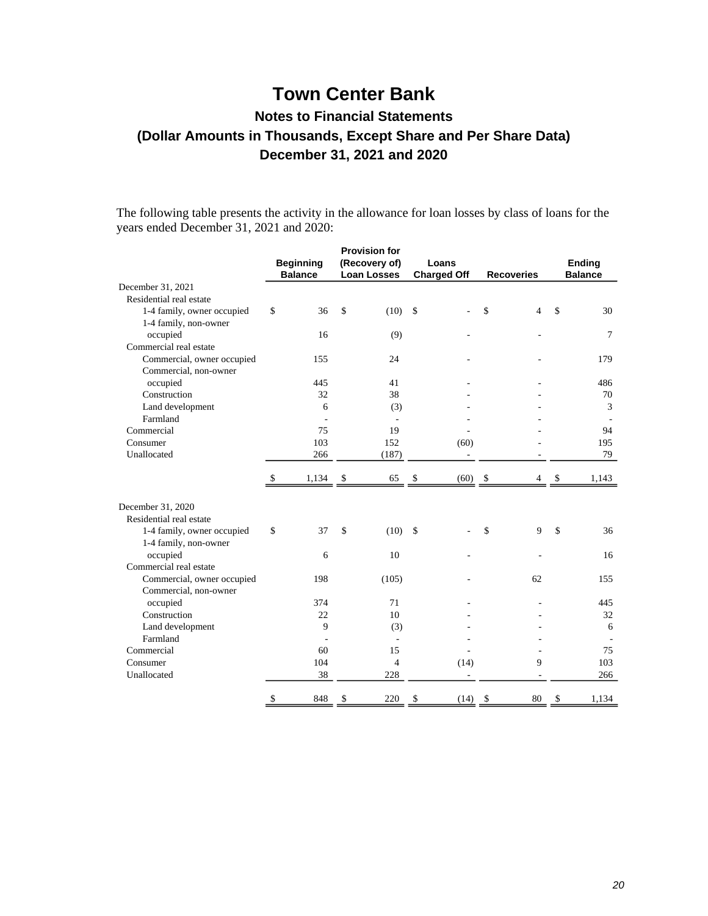# Town Center Bank

## Notes to Financial Statements

## (Dollar Amounts in Thousands, Except Share and Per Share Data)

## December 31, 2021 and 2020

The following table presents the activity in the allowance for loan losses by class of loans for the years ended December 31, 2021 and 2020:

| | Beginning Balance | Provision for (Recovery of) Loan Losses | Loans Charged Off | Recoveries | Ending Balance |
|---|---|---|---|---|---|
| December 31, 2021 | | | | | |
| Residential real estate | | | | | |
| 1-4 family, owner occupied | $ 36 | $ (10) | $ - | $ 4 | $ 30 |
| 1-4 family, non-owner occupied | 16 | (9) | - | - | 7 |
| Commercial real estate | | | | | |
| Commercial, owner occupied | 155 | 24 | - | - | 179 |
| Commercial, non-owner occupied | 445 | 41 | - | - | 486 |
| Construction | 32 | 38 | - | - | 70 |
| Land development | 6 | (3) | - | - | 3 |
| Farmland | - | - | - | - | - |
| Commercial | 75 | 19 | - | - | 94 |
| Consumer | 103 | 152 | (60) | - | 195 |
| Unallocated | 266 | (187) | - | - | 79 |
| | $ 1,134 | $ 65 | $ (60) | $ 4 | $ 1,143 |
| December 31, 2020 | | | | | |
| Residential real estate | | | | | |
| 1-4 family, owner occupied | $ 37 | $ (10) | $ - | $ 9 | $ 36 |
| 1-4 family, non-owner occupied | 6 | 10 | - | - | 16 |
| Commercial real estate | | | | | |
| Commercial, owner occupied | 198 | (105) | - | 62 | 155 |
| Commercial, non-owner occupied | 374 | 71 | - | - | 445 |
| Construction | 22 | 10 | - | - | 32 |
| Land development | 9 | (3) | - | - | 6 |
| Farmland | - | - | - | - | - |
| Commercial | 60 | 15 | - | - | 75 |
| Consumer | 104 | 4 | (14) | 9 | 103 |
| Unallocated | 38 | 228 | - | - | 266 |
| | $ 848 | $ 220 | $ (14) | $ 80 | $ 1,134 |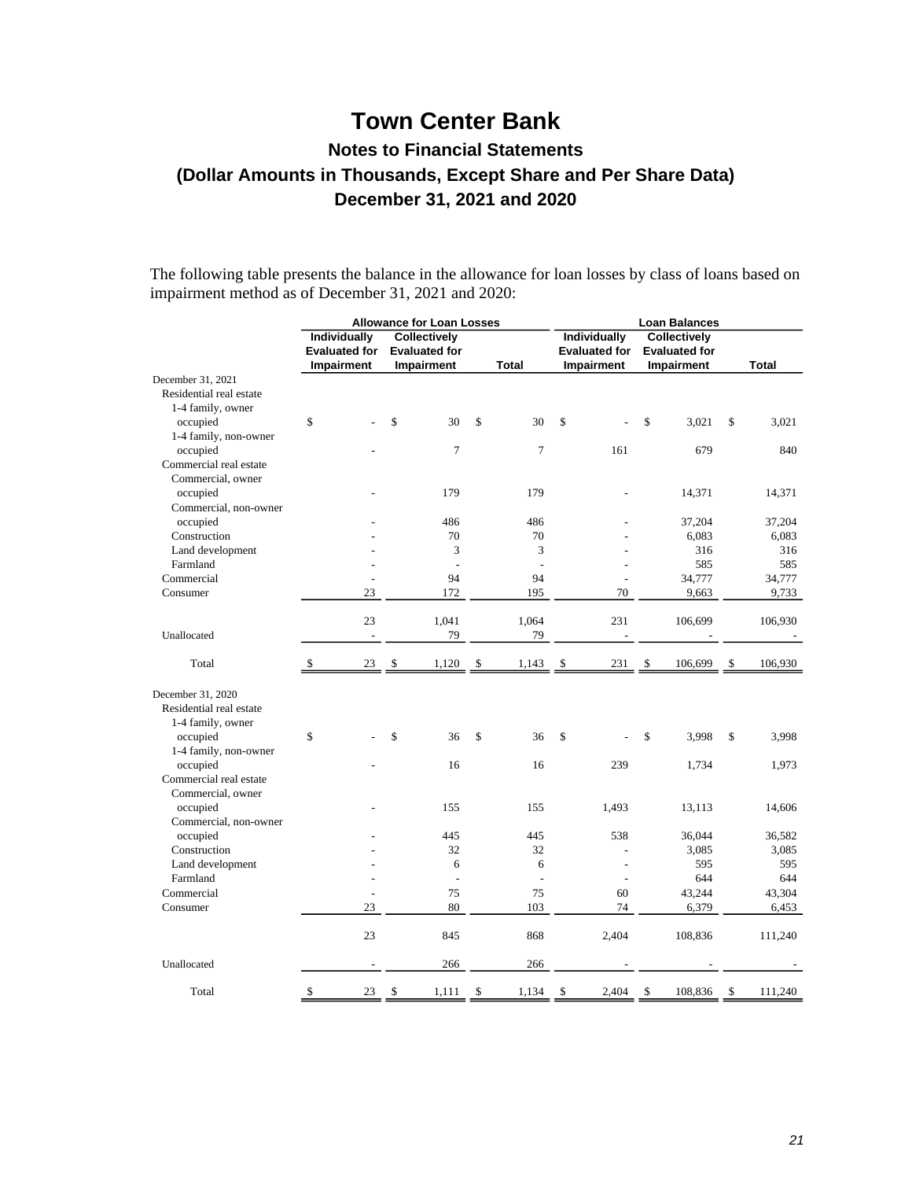# Town Center Bank

## Notes to Financial Statements

## (Dollar Amounts in Thousands, Except Share and Per Share Data)

## December 31, 2021 and 2020

The following table presents the balance in the allowance for loan losses by class of loans based on impairment method as of December 31, 2021 and 2020:

| | Allowance for Loan Losses | | | Loan Balances | | |
|---|---|---|---|---|---|---|
| | Individually Evaluated for Impairment | Collectively Evaluated for Impairment | Total | Individually Evaluated for Impairment | Collectively Evaluated for Impairment | Total |
| December 31, 2021 | | | | | | |
| Residential real estate | | | | | | |
| 1-4 family, owner occupied | $ - | $ 30 | $ 30 | $ - | $ 3,021 | $ 3,021 |
| 1-4 family, non-owner occupied | - | 7 | 7 | 161 | 679 | 840 |
| Commercial real estate | | | | | | |
| Commercial, owner occupied | - | 179 | 179 | - | 14,371 | 14,371 |
| Commercial, non-owner occupied | - | 486 | 486 | - | 37,204 | 37,204 |
| Construction | - | 70 | 70 | - | 6,083 | 6,083 |
| Land development | - | 3 | 3 | - | 316 | 316 |
| Farmland | - | - | - | - | 585 | 585 |
| Commercial | - | 94 | 94 | - | 34,777 | 34,777 |
| Consumer | 23 | 172 | 195 | 70 | 9,663 | 9,733 |
| | 23 | 1,041 | 1,064 | 231 | 106,699 | 106,930 |
| Unallocated | - | 79 | 79 | - | - | - |
| Total | $ 23 | $ 1,120 | $ 1,143 | $ 231 | $ 106,699 | $ 106,930 |
| December 31, 2020 | | | | | | |
| Residential real estate | | | | | | |
| 1-4 family, owner occupied | $ - | $ 36 | $ 36 | $ - | $ 3,998 | $ 3,998 |
| 1-4 family, non-owner occupied | - | 16 | 16 | 239 | 1,734 | 1,973 |
| Commercial real estate | | | | | | |
| Commercial, owner occupied | - | 155 | 155 | 1,493 | 13,113 | 14,606 |
| Commercial, non-owner occupied | - | 445 | 445 | 538 | 36,044 | 36,582 |
| Construction | - | 32 | 32 | - | 3,085 | 3,085 |
| Land development | - | 6 | 6 | - | 595 | 595 |
| Farmland | - | - | - | - | 644 | 644 |
| Commercial | - | 75 | 75 | 60 | 43,244 | 43,304 |
| Consumer | 23 | 80 | 103 | 74 | 6,379 | 6,453 |
| | 23 | 845 | 868 | 2,404 | 108,836 | 111,240 |
| Unallocated | - | 266 | 266 | - | - | - |
| Total | $ 23 | $ 1,111 | $ 1,134 | $ 2,404 | $ 108,836 | $ 111,240 |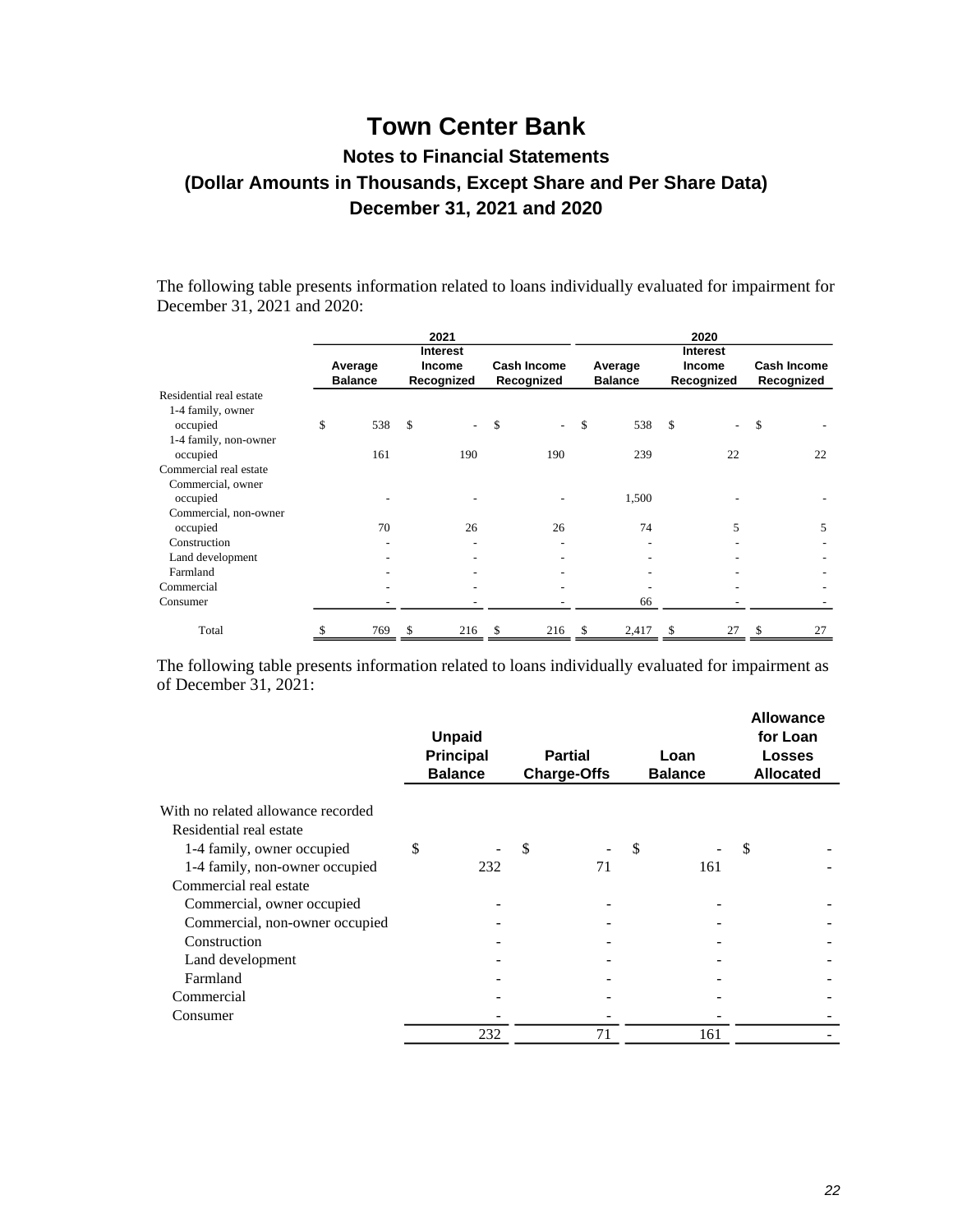# Town Center Bank

## Notes to Financial Statements

## (Dollar Amounts in Thousands, Except Share and Per Share Data)

## December 31, 2021 and 2020

The following table presents information related to loans individually evaluated for impairment for December 31, 2021 and 2020:

| | 2021 | | | 2020 | | |
|---|---|---|---|---|---|---|
| | Average Balance | Interest Income Recognized | Cash Income Recognized | Average Balance | Interest Income Recognized | Cash Income Recognized |
| Residential real estate | | | | | | |
| 1-4 family, owner occupied | $ 538 | $ - | $ - | $ 538 | $ - | $ - |
| 1-4 family, non-owner occupied | 161 | 190 | 190 | 239 | 22 | 22 |
| Commercial real estate | | | | | | |
| Commercial, owner occupied | - | - | - | 1,500 | - | - |
| Commercial, non-owner occupied | 70 | 26 | 26 | 74 | 5 | 5 |
| Construction | - | - | - | - | - | - |
| Land development | - | - | - | - | - | - |
| Farmland | - | - | - | - | - | - |
| Commercial | - | - | - | - | - | - |
| Consumer | - | - | - | 66 | - | - |
| Total | $ 769 | $ 216 | $ 216 | $ 2,417 | $ 27 | $ 27 |

The following table presents information related to loans individually evaluated for impairment as of December 31, 2021:

| | Unpaid Principal Balance | Partial Charge-Offs | Loan Balance | Allowance for Loan Losses Allocated |
|---|---|---|---|---|
| With no related allowance recorded | | | | |
| Residential real estate | | | | |
| 1-4 family, owner occupied | $ - | $ - | $ - | $ - |
| 1-4 family, non-owner occupied | 232 | 71 | 161 | - |
| Commercial real estate | | | | |
| Commercial, owner occupied | - | - | - | - |
| Commercial, non-owner occupied | - | - | - | - |
| Construction | - | - | - | - |
| Land development | - | - | - | - |
| Farmland | - | - | - | - |
| Commercial | - | - | - | - |
| Consumer | - | - | - | - |
| | 232 | 71 | 161 | - |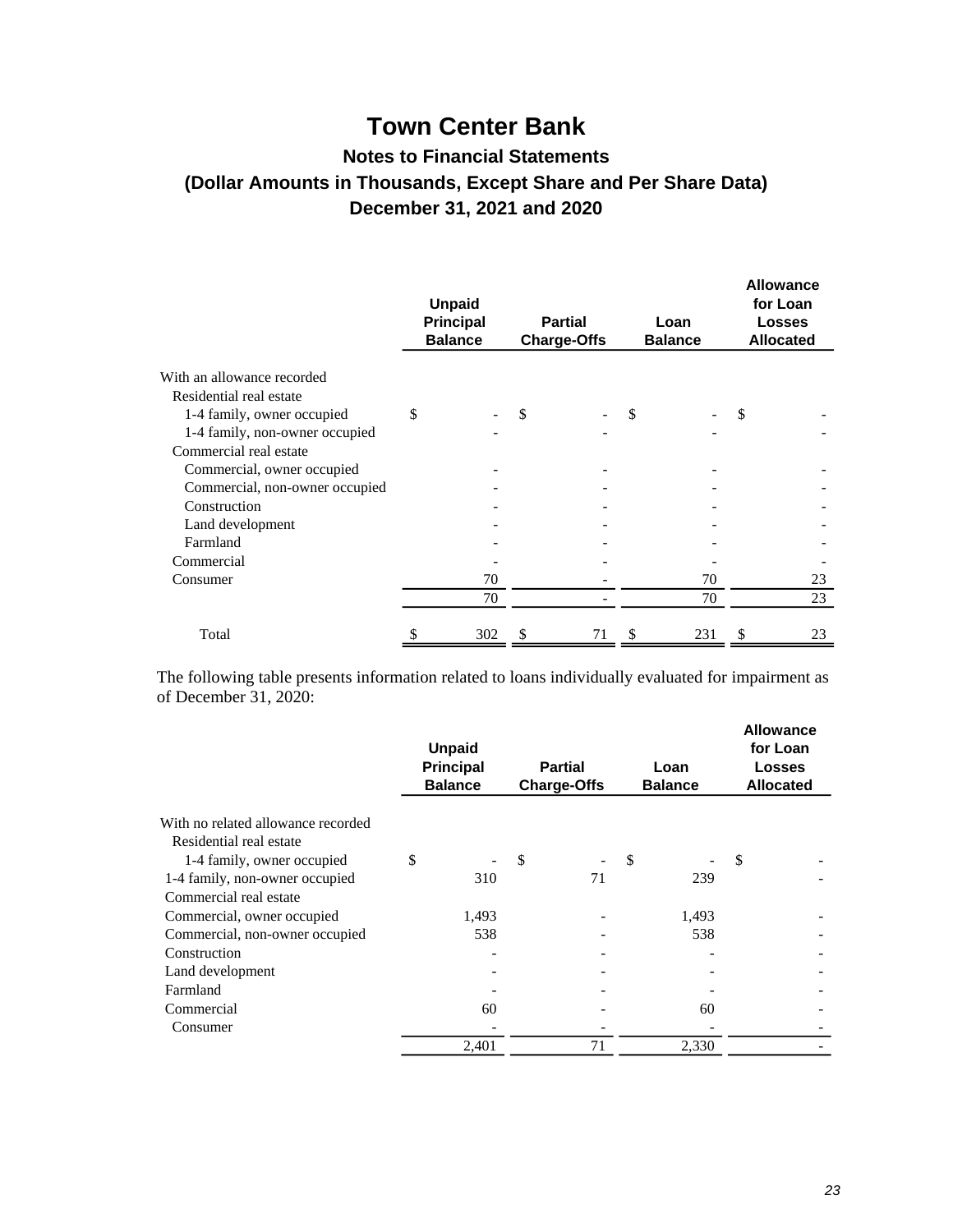# Town Center Bank

## Notes to Financial Statements

## (Dollar Amounts in Thousands, Except Share and Per Share Data)

## December 31, 2021 and 2020

| | Unpaid Principal Balance | Partial Charge-Offs | Loan Balance | Allowance for Loan Losses Allocated |
|---|---|---|---|---|
| With an allowance recorded | | | | |
| Residential real estate | | | | |
| 1-4 family, owner occupied | $ - | $ - | $ - | $ - |
| 1-4 family, non-owner occupied | - | - | - | - |
| Commercial real estate | | | | |
| Commercial, owner occupied | - | - | - | - |
| Commercial, non-owner occupied | - | - | - | - |
| Construction | - | - | - | - |
| Land development | - | - | - | - |
| Farmland | - | - | - | - |
| Commercial | - | - | - | - |
| Consumer | 70 | - | 70 | 23 |
| | 70 | - | 70 | 23 |
| Total | $ 302 | $ 71 | $ 231 | $ 23 |

The following table presents information related to loans individually evaluated for impairment as of December 31, 2020:

| | Unpaid Principal Balance | Partial Charge-Offs | Loan Balance | Allowance for Loan Losses Allocated |
|---|---|---|---|---|
| With no related allowance recorded | | | | |
| Residential real estate | | | | |
| 1-4 family, owner occupied | $ - | $ - | $ - | $ - |
| 1-4 family, non-owner occupied | 310 | 71 | 239 | - |
| Commercial real estate | | | | |
| Commercial, owner occupied | 1,493 | - | 1,493 | - |
| Commercial, non-owner occupied | 538 | - | 538 | - |
| Construction | - | - | - | - |
| Land development | - | - | - | - |
| Farmland | - | - | - | - |
| Commercial | 60 | - | 60 | - |
| Consumer | - | - | - | - |
| | 2,401 | 71 | 2,330 | - |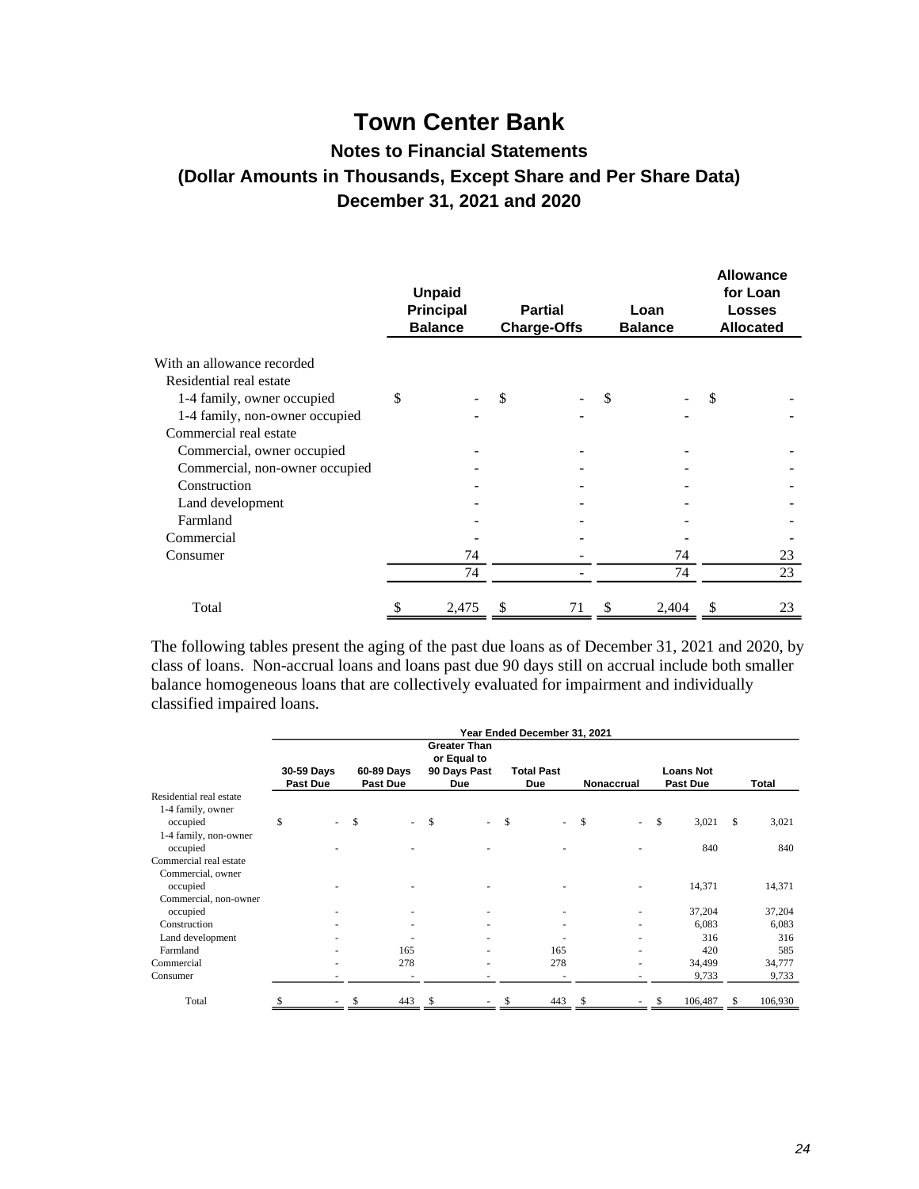# Town Center Bank

## Notes to Financial Statements

## (Dollar Amounts in Thousands, Except Share and Per Share Data)

## December 31, 2021 and 2020

| | Unpaid Principal Balance | Partial Charge-Offs | Loan Balance | Allowance for Loan Losses Allocated |
|---|---|---|---|---|
| With an allowance recorded | | | | |
| Residential real estate | | | | |
| 1-4 family, owner occupied | $ - | $ - | $ - | $ - |
| 1-4 family, non-owner occupied | - | - | - | - |
| Commercial real estate | | | | |
| Commercial, owner occupied | - | - | - | - |
| Commercial, non-owner occupied | - | - | - | - |
| Construction | - | - | - | - |
| Land development | - | - | - | - |
| Farmland | - | - | - | - |
| Commercial | - | - | - | - |
| Consumer | 74 | - | 74 | 23 |
| | 74 | - | 74 | 23 |
| Total | $ 2,475 | $ 71 | $ 2,404 | $ 23 |

The following tables present the aging of the past due loans as of December 31, 2021 and 2020, by class of loans. Non-accrual loans and loans past due 90 days still on accrual include both smaller balance homogeneous loans that are collectively evaluated for impairment and individually classified impaired loans.

| | Year Ended December 31, 2021 | | | | | | |
|---|---|---|---|---|---|---|---|
| | 30-59 Days Past Due | 60-89 Days Past Due | Greater Than or Equal to 90 Days Past Due | Total Past Due | Nonaccrual | Loans Not Past Due | Total |
| Residential real estate | | | | | | | |
| 1-4 family, owner occupied | $ - | $ - | $ - | $ - | $ - | $ 3,021 | $ 3,021 |
| 1-4 family, non-owner occupied | - | - | - | - | - | 840 | 840 |
| Commercial real estate | | | | | | | |
| Commercial, owner occupied | - | - | - | - | - | 14,371 | 14,371 |
| Commercial, non-owner occupied | - | - | - | - | - | 37,204 | 37,204 |
| Construction | - | - | - | - | - | 6,083 | 6,083 |
| Land development | - | - | - | - | - | 316 | 316 |
| Farmland | - | 165 | - | 165 | - | 420 | 585 |
| Commercial | - | 278 | - | 278 | - | 34,499 | 34,777 |
| Consumer | - | - | - | - | - | 9,733 | 9,733 |
| Total | $ - | $ 443 | $ - | $ 443 | $ - | $ 106,487 | $ 106,930 |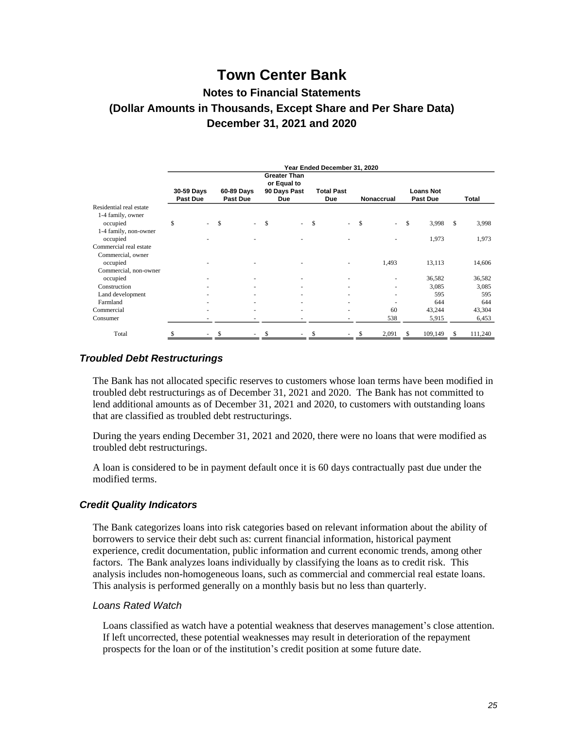# Town Center Bank

## Notes to Financial Statements

## (Dollar Amounts in Thousands, Except Share and Per Share Data)

## December 31, 2021 and 2020

| | Year Ended December 31, 2020 | | | | | | |
|---|---|---|---|---|---|---|---|
| | 30-59 Days Past Due | 60-89 Days Past Due | Greater Than or Equal to 90 Days Past Due | Total Past Due | Nonaccrual | Loans Not Past Due | Total |
| Residential real estate | | | | | | | |
| 1-4 family, owner occupied | $ - | $ - | $ - | $ - | $ - | $ 3,998 | $ 3,998 |
| 1-4 family, non-owner occupied | - | - | - | - | - | 1,973 | 1,973 |
| Commercial real estate | | | | | | | |
| Commercial, owner occupied | - | - | - | - | 1,493 | 13,113 | 14,606 |
| Commercial, non-owner occupied | - | - | - | - | - | 36,582 | 36,582 |
| Construction | - | - | - | - | - | 3,085 | 3,085 |
| Land development | - | - | - | - | - | 595 | 595 |
| Farmland | - | - | - | - | - | 644 | 644 |
| Commercial | - | - | - | - | 60 | 43,244 | 43,304 |
| Consumer | - | - | - | - | 538 | 5,915 | 6,453 |
| Total | $ - | $ - | $ - | $ - | $ 2,091 | $ 109,149 | $ 111,240 |

### *Troubled Debt Restructurings*

The Bank has not allocated specific reserves to customers whose loan terms have been modified in troubled debt restructurings as of December 31, 2021 and 2020. The Bank has not committed to lend additional amounts as of December 31, 2021 and 2020, to customers with outstanding loans that are classified as troubled debt restructurings.

During the years ending December 31, 2021 and 2020, there were no loans that were modified as troubled debt restructurings.

A loan is considered to be in payment default once it is 60 days contractually past due under the modified terms.

### *Credit Quality Indicators*

The Bank categorizes loans into risk categories based on relevant information about the ability of borrowers to service their debt such as: current financial information, historical payment experience, credit documentation, public information and current economic trends, among other factors. The Bank analyzes loans individually by classifying the loans as to credit risk. This analysis includes non-homogeneous loans, such as commercial and commercial real estate loans. This analysis is performed generally on a monthly basis but no less than quarterly.

#### *Loans Rated Watch*

Loans classified as watch have a potential weakness that deserves management's close attention. If left uncorrected, these potential weaknesses may result in deterioration of the repayment prospects for the loan or of the institution's credit position at some future date.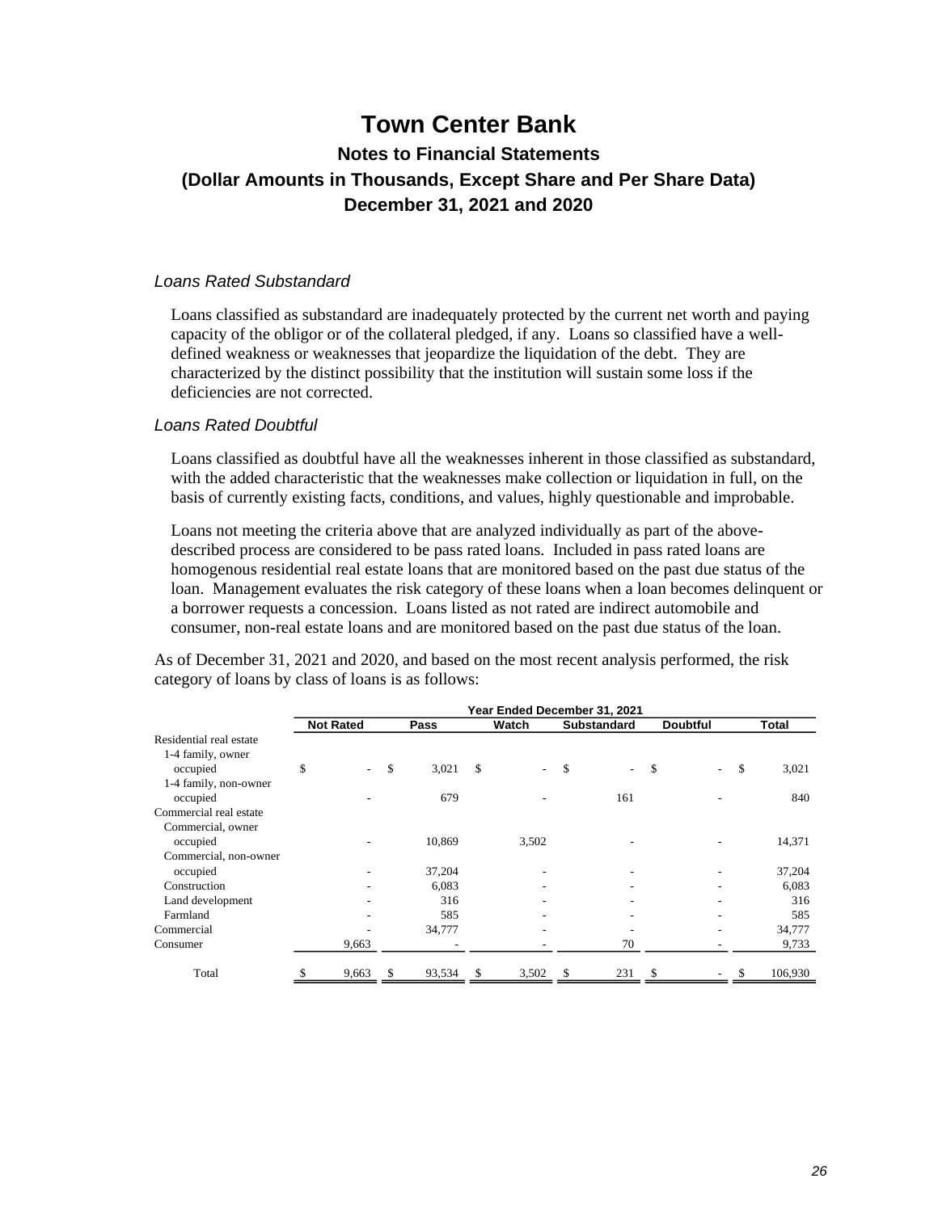# Town Center Bank

## Notes to Financial Statements

## (Dollar Amounts in Thousands, Except Share and Per Share Data)

## December 31, 2021 and 2020

*Loans Rated Substandard*

Loans classified as substandard are inadequately protected by the current net worth and paying capacity of the obligor or of the collateral pledged, if any. Loans so classified have a well-defined weakness or weaknesses that jeopardize the liquidation of the debt. They are characterized by the distinct possibility that the institution will sustain some loss if the deficiencies are not corrected.

*Loans Rated Doubtful*

Loans classified as doubtful have all the weaknesses inherent in those classified as substandard, with the added characteristic that the weaknesses make collection or liquidation in full, on the basis of currently existing facts, conditions, and values, highly questionable and improbable.

Loans not meeting the criteria above that are analyzed individually as part of the above-described process are considered to be pass rated loans. Included in pass rated loans are homogenous residential real estate loans that are monitored based on the past due status of the loan. Management evaluates the risk category of these loans when a loan becomes delinquent or a borrower requests a concession. Loans listed as not rated are indirect automobile and consumer, non-real estate loans and are monitored based on the past due status of the loan.

As of December 31, 2021 and 2020, and based on the most recent analysis performed, the risk category of loans by class of loans is as follows:

| | Year Ended December 31, 2021 | | | | | |
|---|---|---|---|---|---|---|
| | Not Rated | Pass | Watch | Substandard | Doubtful | Total |
| Residential real estate | | | | | | |
| 1-4 family, owner occupied | $ - | $ 3,021 | $ - | $ - | $ - | $ 3,021 |
| 1-4 family, non-owner occupied | - | 679 | - | 161 | - | 840 |
| Commercial real estate | | | | | | |
| Commercial, owner occupied | - | 10,869 | 3,502 | - | - | 14,371 |
| Commercial, non-owner occupied | - | 37,204 | - | - | - | 37,204 |
| Construction | - | 6,083 | - | - | - | 6,083 |
| Land development | - | 316 | - | - | - | 316 |
| Farmland | - | 585 | - | - | - | 585 |
| Commercial | - | 34,777 | - | - | - | 34,777 |
| Consumer | 9,663 | - | - | 70 | - | 9,733 |
| Total | $ 9,663 | $ 93,534 | $ 3,502 | $ 231 | $ - | $ 106,930 |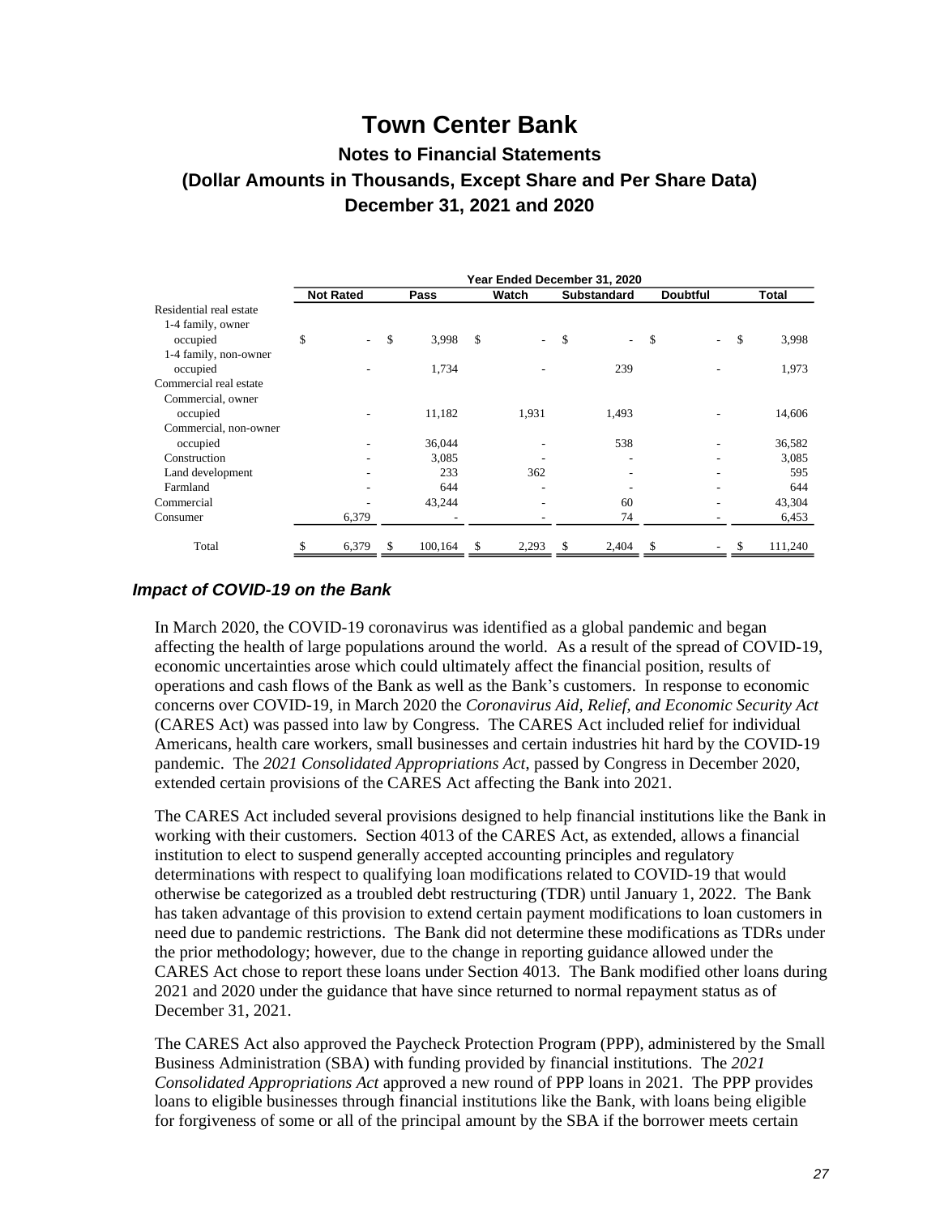# Town Center Bank

## Notes to Financial Statements

## (Dollar Amounts in Thousands, Except Share and Per Share Data)

## December 31, 2021 and 2020

| | Year Ended December 31, 2020 | | | | | |
|---|---|---|---|---|---|---|
| | Not Rated | Pass | Watch | Substandard | Doubtful | Total |
| Residential real estate | | | | | | |
| 1-4 family, owner occupied | $ - | $ 3,998 | $ - | $ - | $ - | $ 3,998 |
| 1-4 family, non-owner occupied | - | 1,734 | - | 239 | - | 1,973 |
| Commercial real estate | | | | | | |
| Commercial, owner occupied | - | 11,182 | 1,931 | 1,493 | - | 14,606 |
| Commercial, non-owner occupied | - | 36,044 | - | 538 | - | 36,582 |
| Construction | - | 3,085 | - | - | - | 3,085 |
| Land development | - | 233 | 362 | - | - | 595 |
| Farmland | - | 644 | - | - | - | 644 |
| Commercial | - | 43,244 | - | 60 | - | 43,304 |
| Consumer | 6,379 | - | - | 74 | - | 6,453 |
| Total | $ 6,379 | $ 100,164 | $ 2,293 | $ 2,404 | $ - | $ 111,240 |

### *Impact of COVID-19 on the Bank*

In March 2020, the COVID-19 coronavirus was identified as a global pandemic and began affecting the health of large populations around the world. As a result of the spread of COVID-19, economic uncertainties arose which could ultimately affect the financial position, results of operations and cash flows of the Bank as well as the Bank's customers. In response to economic concerns over COVID-19, in March 2020 the *Coronavirus Aid, Relief, and Economic Security Act* (CARES Act) was passed into law by Congress. The CARES Act included relief for individual Americans, health care workers, small businesses and certain industries hit hard by the COVID-19 pandemic. The *2021 Consolidated Appropriations Act*, passed by Congress in December 2020, extended certain provisions of the CARES Act affecting the Bank into 2021.

The CARES Act included several provisions designed to help financial institutions like the Bank in working with their customers. Section 4013 of the CARES Act, as extended, allows a financial institution to elect to suspend generally accepted accounting principles and regulatory determinations with respect to qualifying loan modifications related to COVID-19 that would otherwise be categorized as a troubled debt restructuring (TDR) until January 1, 2022. The Bank has taken advantage of this provision to extend certain payment modifications to loan customers in need due to pandemic restrictions. The Bank did not determine these modifications as TDRs under the prior methodology; however, due to the change in reporting guidance allowed under the CARES Act chose to report these loans under Section 4013. The Bank modified other loans during 2021 and 2020 under the guidance that have since returned to normal repayment status as of December 31, 2021.

The CARES Act also approved the Paycheck Protection Program (PPP), administered by the Small Business Administration (SBA) with funding provided by financial institutions. The *2021 Consolidated Appropriations Act* approved a new round of PPP loans in 2021. The PPP provides loans to eligible businesses through financial institutions like the Bank, with loans being eligible for forgiveness of some or all of the principal amount by the SBA if the borrower meets certain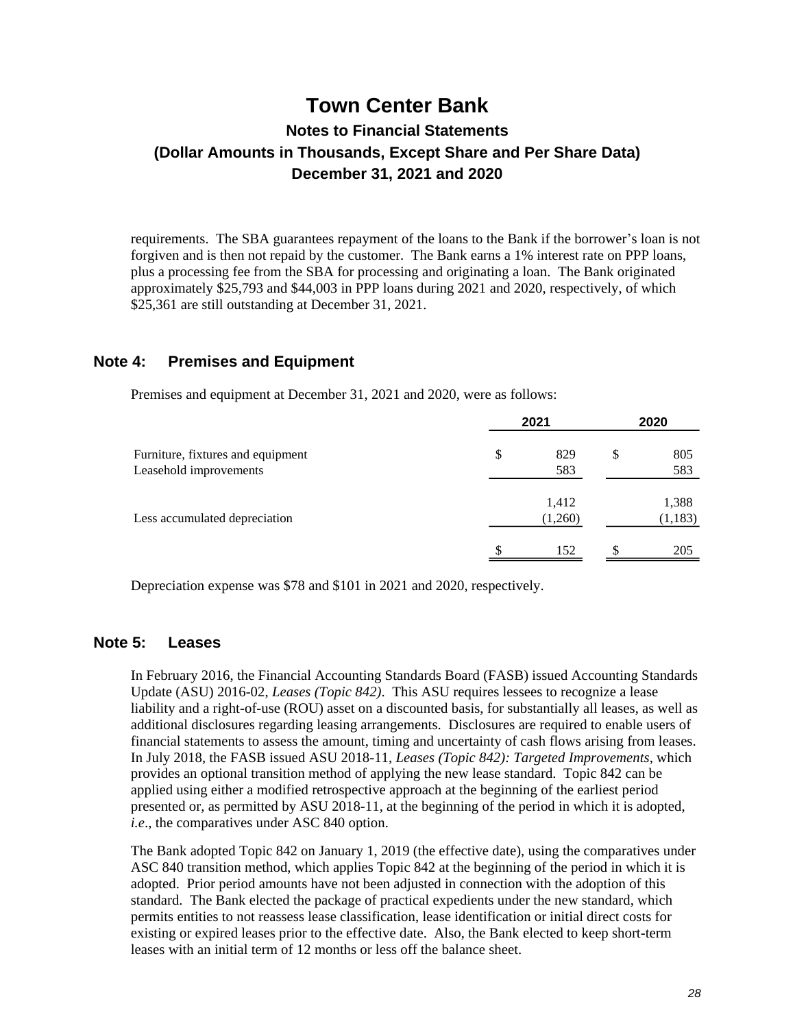requirements. The SBA guarantees repayment of the loans to the Bank if the borrower's loan is not forgiven and is then not repaid by the customer. The Bank earns a 1% interest rate on PPP loans, plus a processing fee from the SBA for processing and originating a loan. The Bank originated approximately $25,793 and $44,003 in PPP loans during 2021 and 2020, respectively, of which $25,361 are still outstanding at December 31, 2021.

## Note 4: Premises and Equipment

Premises and equipment at December 31, 2021 and 2020, were as follows:

| | 2021 | 2020 |
|---|---|---|
| Furniture, fixtures and equipment | $ 829 | $ 805 |
| Leasehold improvements | 583 | 583 |
| | 1,412 | 1,388 |
| Less accumulated depreciation | (1,260) | (1,183) |
| | $ 152 | $ 205 |

Depreciation expense was $78 and $101 in 2021 and 2020, respectively.

## Note 5: Leases

In February 2016, the Financial Accounting Standards Board (FASB) issued Accounting Standards Update (ASU) 2016-02, *Leases (Topic 842)*. This ASU requires lessees to recognize a lease liability and a right-of-use (ROU) asset on a discounted basis, for substantially all leases, as well as additional disclosures regarding leasing arrangements. Disclosures are required to enable users of financial statements to assess the amount, timing and uncertainty of cash flows arising from leases. In July 2018, the FASB issued ASU 2018-11, *Leases (Topic 842): Targeted Improvements*, which provides an optional transition method of applying the new lease standard. Topic 842 can be applied using either a modified retrospective approach at the beginning of the earliest period presented or, as permitted by ASU 2018-11, at the beginning of the period in which it is adopted, *i.e*., the comparatives under ASC 840 option.

The Bank adopted Topic 842 on January 1, 2019 (the effective date), using the comparatives under ASC 840 transition method, which applies Topic 842 at the beginning of the period in which it is adopted. Prior period amounts have not been adjusted in connection with the adoption of this standard. The Bank elected the package of practical expedients under the new standard, which permits entities to not reassess lease classification, lease identification or initial direct costs for existing or expired leases prior to the effective date. Also, the Bank elected to keep short-term leases with an initial term of 12 months or less off the balance sheet.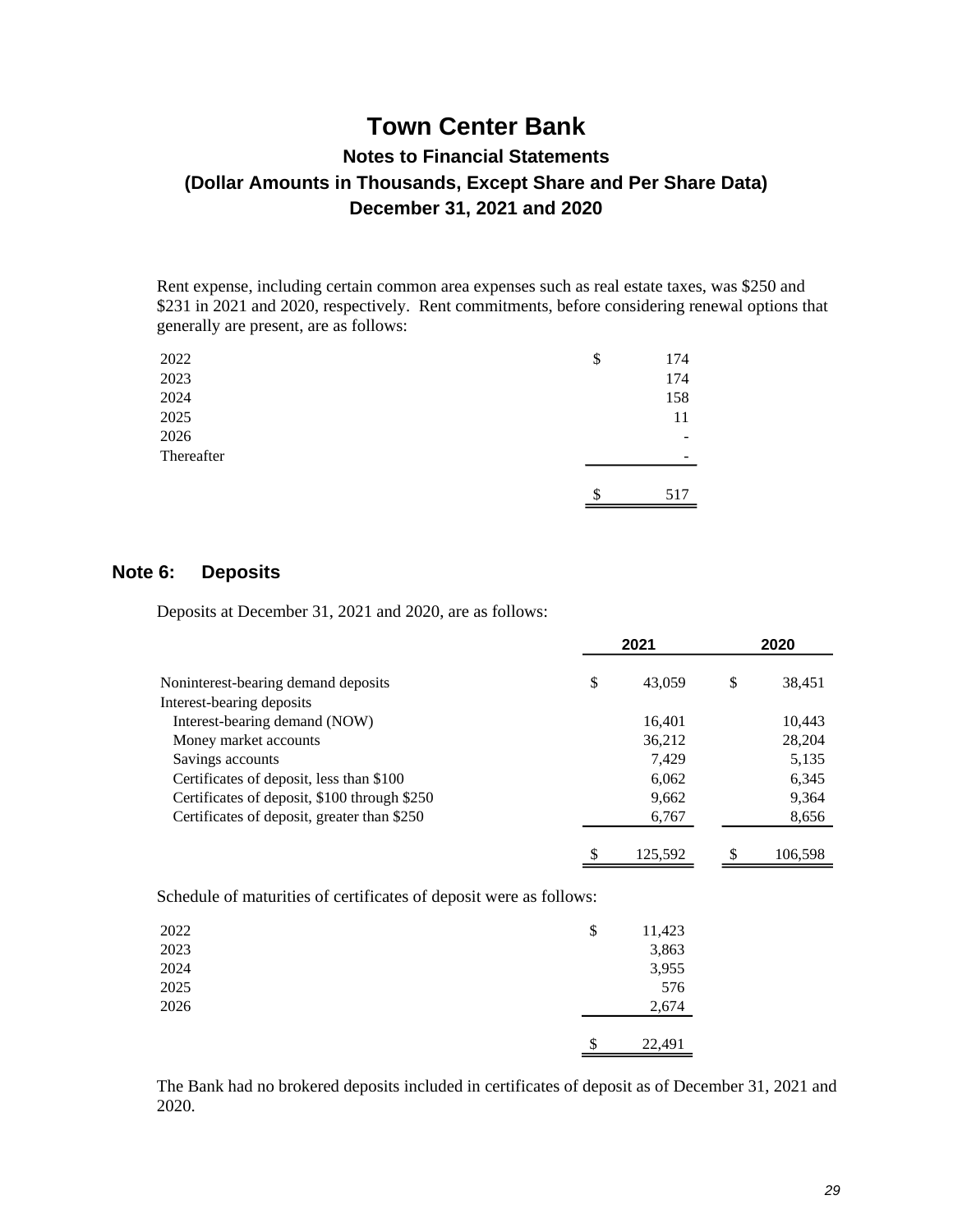# Town Center Bank

## Notes to Financial Statements

## (Dollar Amounts in Thousands, Except Share and Per Share Data)

## December 31, 2021 and 2020

Rent expense, including certain common area expenses such as real estate taxes, was $250 and $231 in 2021 and 2020, respectively. Rent commitments, before considering renewal options that generally are present, are as follows:

| | |
|---|---|
| 2022 | $ 174 |
| 2023 | 174 |
| 2024 | 158 |
| 2025 | 11 |
| 2026 | - |
| Thereafter | - |
| | $ 517 |

## Note 6: Deposits

Deposits at December 31, 2021 and 2020, are as follows:

| | 2021 | 2020 |
|---|---|---|
| Noninterest-bearing demand deposits | $ 43,059 | $ 38,451 |
| Interest-bearing deposits | | |
| Interest-bearing demand (NOW) | 16,401 | 10,443 |
| Money market accounts | 36,212 | 28,204 |
| Savings accounts | 7,429 | 5,135 |
| Certificates of deposit, less than $100 | 6,062 | 6,345 |
| Certificates of deposit, $100 through $250 | 9,662 | 9,364 |
| Certificates of deposit, greater than $250 | 6,767 | 8,656 |
| | $ 125,592 | $ 106,598 |

Schedule of maturities of certificates of deposit were as follows:

| | |
|---|---|
| 2022 | $ 11,423 |
| 2023 | 3,863 |
| 2024 | 3,955 |
| 2025 | 576 |
| 2026 | 2,674 |
| | $ 22,491 |

The Bank had no brokered deposits included in certificates of deposit as of December 31, 2021 and 2020.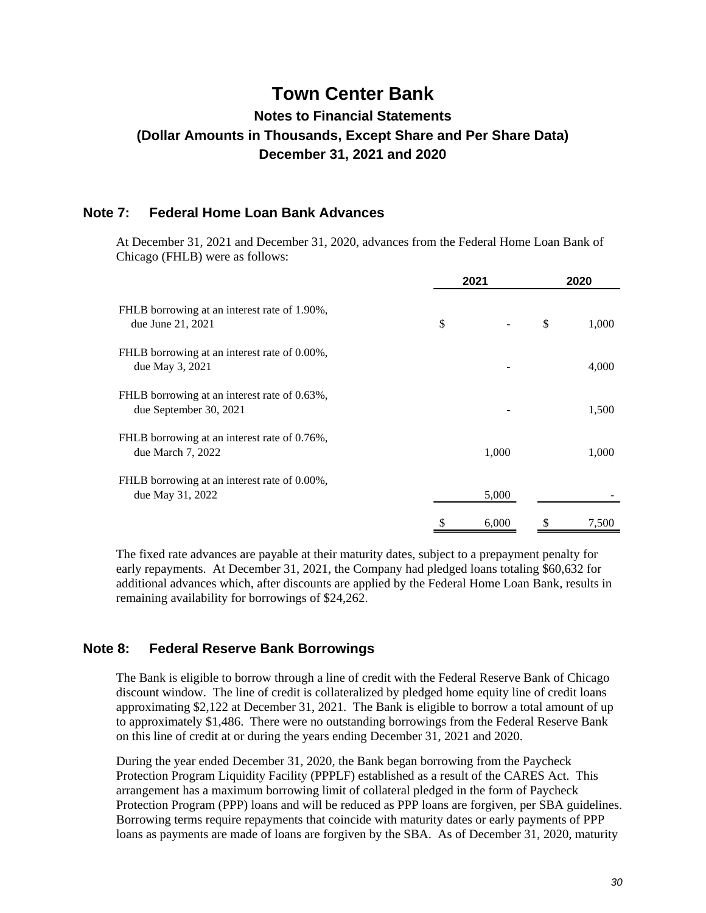# Town Center Bank

## Notes to Financial Statements

## (Dollar Amounts in Thousands, Except Share and Per Share Data)

## December 31, 2021 and 2020

### Note 7: Federal Home Loan Bank Advances

At December 31, 2021 and December 31, 2020, advances from the Federal Home Loan Bank of Chicago (FHLB) were as follows:

| | 2021 | 2020 |
|---|---|---|
| FHLB borrowing at an interest rate of 1.90%, due June 21, 2021 | $ - | $ 1,000 |
| FHLB borrowing at an interest rate of 0.00%, due May 3, 2021 | - | 4,000 |
| FHLB borrowing at an interest rate of 0.63%, due September 30, 2021 | - | 1,500 |
| FHLB borrowing at an interest rate of 0.76%, due March 7, 2022 | 1,000 | 1,000 |
| FHLB borrowing at an interest rate of 0.00%, due May 31, 2022 | 5,000 | - |
| | $ 6,000 | $ 7,500 |

The fixed rate advances are payable at their maturity dates, subject to a prepayment penalty for early repayments. At December 31, 2021, the Company had pledged loans totaling $60,632 for additional advances which, after discounts are applied by the Federal Home Loan Bank, results in remaining availability for borrowings of $24,262.

### Note 8: Federal Reserve Bank Borrowings

The Bank is eligible to borrow through a line of credit with the Federal Reserve Bank of Chicago discount window. The line of credit is collateralized by pledged home equity line of credit loans approximating $2,122 at December 31, 2021. The Bank is eligible to borrow a total amount of up to approximately $1,486. There were no outstanding borrowings from the Federal Reserve Bank on this line of credit at or during the years ending December 31, 2021 and 2020.

During the year ended December 31, 2020, the Bank began borrowing from the Paycheck Protection Program Liquidity Facility (PPPLF) established as a result of the CARES Act. This arrangement has a maximum borrowing limit of collateral pledged in the form of Paycheck Protection Program (PPP) loans and will be reduced as PPP loans are forgiven, per SBA guidelines. Borrowing terms require repayments that coincide with maturity dates or early payments of PPP loans as payments are made of loans are forgiven by the SBA. As of December 31, 2020, maturity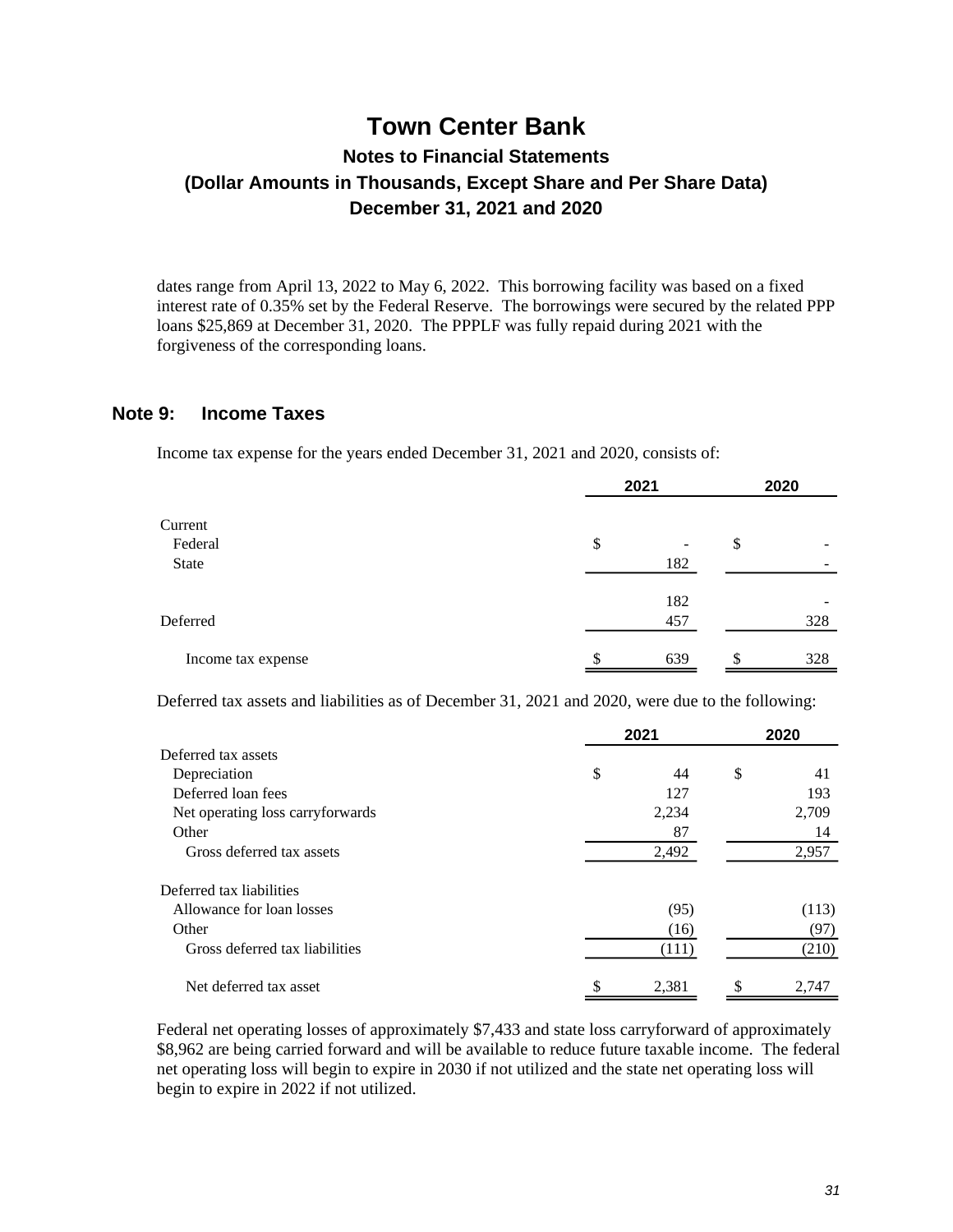dates range from April 13, 2022 to May 6, 2022. This borrowing facility was based on a fixed interest rate of 0.35% set by the Federal Reserve. The borrowings were secured by the related PPP loans $25,869 at December 31, 2020. The PPPLF was fully repaid during 2021 with the forgiveness of the corresponding loans.

## Note 9: Income Taxes

Income tax expense for the years ended December 31, 2021 and 2020, consists of:

| | 2021 | 2020 |
|---|---|---|
| Current | | |
| Federal | $ - | $ - |
| State | 182 | - |
| | 182 | - |
| Deferred | 457 | 328 |
| Income tax expense | $ 639 | $ 328 |

Deferred tax assets and liabilities as of December 31, 2021 and 2020, were due to the following:

| | 2021 | 2020 |
|---|---|---|
| Deferred tax assets | | |
| Depreciation | $ 44 | $ 41 |
| Deferred loan fees | 127 | 193 |
| Net operating loss carryforwards | 2,234 | 2,709 |
| Other | 87 | 14 |
| Gross deferred tax assets | 2,492 | 2,957 |
| Deferred tax liabilities | | |
| Allowance for loan losses | (95) | (113) |
| Other | (16) | (97) |
| Gross deferred tax liabilities | (111) | (210) |
| Net deferred tax asset | $ 2,381 | $ 2,747 |

Federal net operating losses of approximately $7,433 and state loss carryforward of approximately $8,962 are being carried forward and will be available to reduce future taxable income. The federal net operating loss will begin to expire in 2030 if not utilized and the state net operating loss will begin to expire in 2022 if not utilized.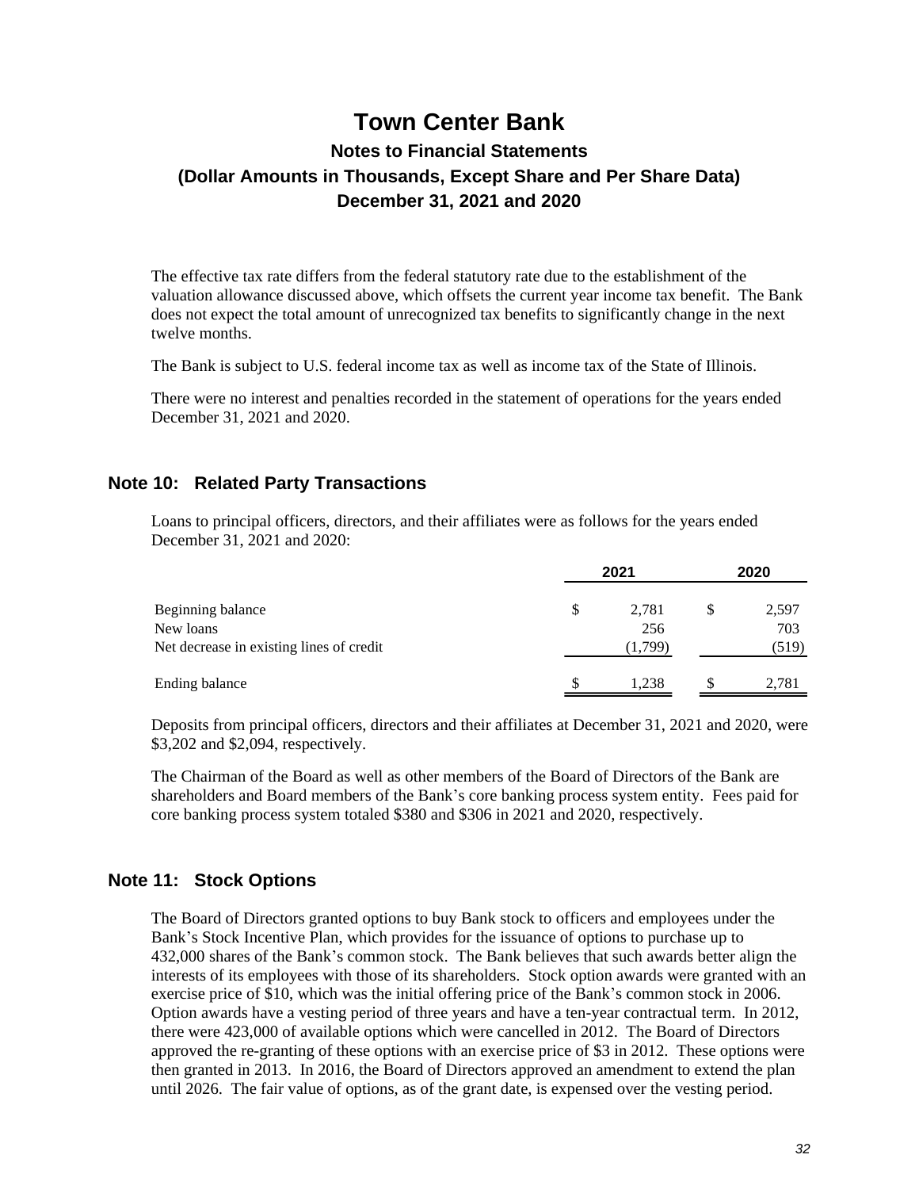# Town Center Bank

## Notes to Financial Statements

## (Dollar Amounts in Thousands, Except Share and Per Share Data)

## December 31, 2021 and 2020

The effective tax rate differs from the federal statutory rate due to the establishment of the valuation allowance discussed above, which offsets the current year income tax benefit. The Bank does not expect the total amount of unrecognized tax benefits to significantly change in the next twelve months.

The Bank is subject to U.S. federal income tax as well as income tax of the State of Illinois.

There were no interest and penalties recorded in the statement of operations for the years ended December 31, 2021 and 2020.

## Note 10: Related Party Transactions

Loans to principal officers, directors, and their affiliates were as follows for the years ended December 31, 2021 and 2020:

| | 2021 | 2020 |
|---|---|---|
| Beginning balance | $ 2,781 | $ 2,597 |
| New loans | 256 | 703 |
| Net decrease in existing lines of credit | (1,799) | (519) |
| Ending balance | $ 1,238 | $ 2,781 |

Deposits from principal officers, directors and their affiliates at December 31, 2021 and 2020, were $3,202 and $2,094, respectively.

The Chairman of the Board as well as other members of the Board of Directors of the Bank are shareholders and Board members of the Bank's core banking process system entity. Fees paid for core banking process system totaled $380 and $306 in 2021 and 2020, respectively.

## Note 11: Stock Options

The Board of Directors granted options to buy Bank stock to officers and employees under the Bank's Stock Incentive Plan, which provides for the issuance of options to purchase up to 432,000 shares of the Bank's common stock. The Bank believes that such awards better align the interests of its employees with those of its shareholders. Stock option awards were granted with an exercise price of $10, which was the initial offering price of the Bank's common stock in 2006. Option awards have a vesting period of three years and have a ten-year contractual term. In 2012, there were 423,000 of available options which were cancelled in 2012. The Board of Directors approved the re-granting of these options with an exercise price of $3 in 2012. These options were then granted in 2013. In 2016, the Board of Directors approved an amendment to extend the plan until 2026. The fair value of options, as of the grant date, is expensed over the vesting period.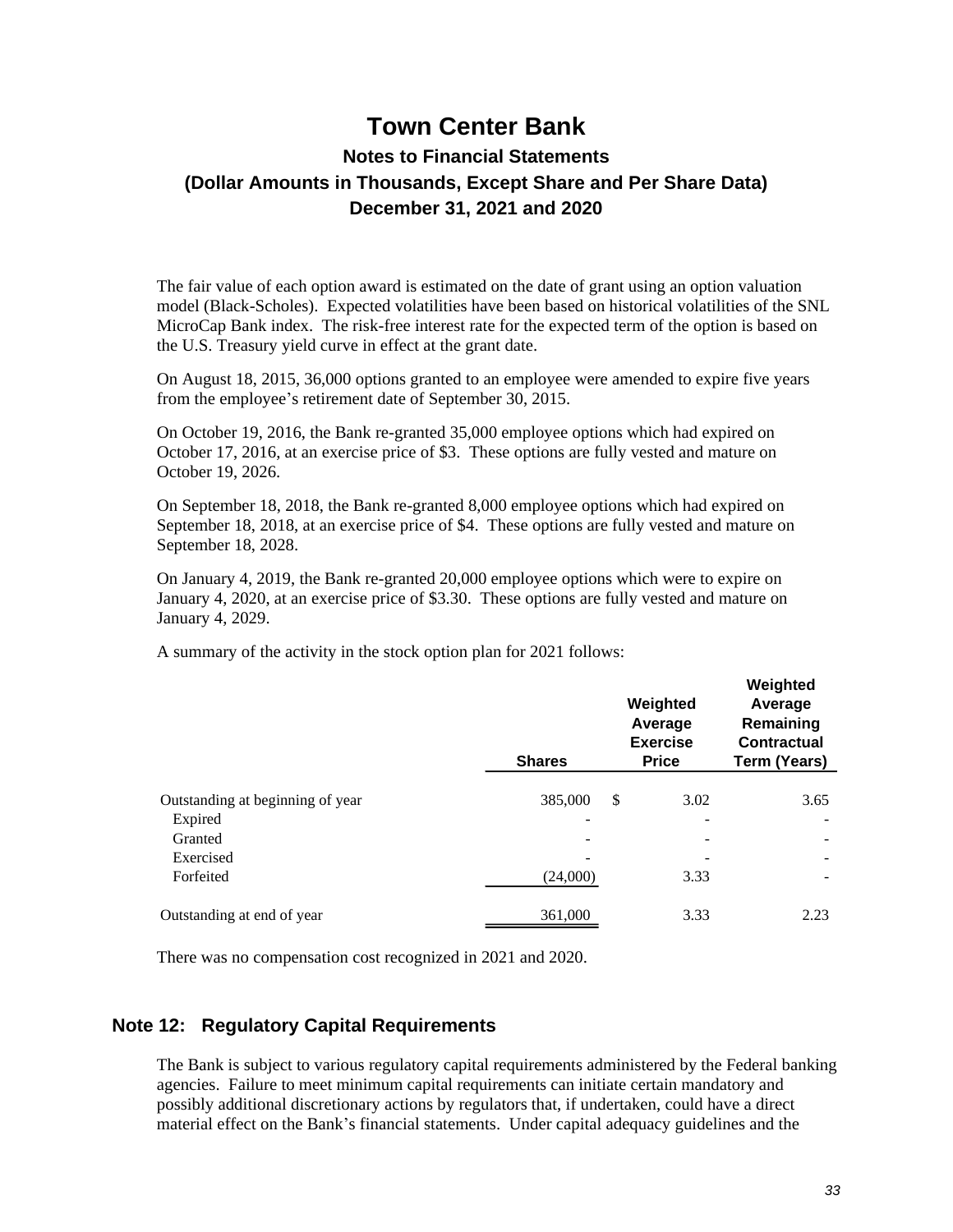# Town Center Bank

## Notes to Financial Statements

## (Dollar Amounts in Thousands, Except Share and Per Share Data)

## December 31, 2021 and 2020

The fair value of each option award is estimated on the date of grant using an option valuation model (Black-Scholes). Expected volatilities have been based on historical volatilities of the SNL MicroCap Bank index. The risk-free interest rate for the expected term of the option is based on the U.S. Treasury yield curve in effect at the grant date.

On August 18, 2015, 36,000 options granted to an employee were amended to expire five years from the employee's retirement date of September 30, 2015.

On October 19, 2016, the Bank re-granted 35,000 employee options which had expired on October 17, 2016, at an exercise price of $3. These options are fully vested and mature on October 19, 2026.

On September 18, 2018, the Bank re-granted 8,000 employee options which had expired on September 18, 2018, at an exercise price of $4. These options are fully vested and mature on September 18, 2028.

On January 4, 2019, the Bank re-granted 20,000 employee options which were to expire on January 4, 2020, at an exercise price of $3.30. These options are fully vested and mature on January 4, 2029.

A summary of the activity in the stock option plan for 2021 follows:

| | Shares | Weighted Average Exercise Price | Weighted Average Remaining Contractual Term (Years) |
|---|---|---|---|
| Outstanding at beginning of year | 385,000 | $ 3.02 | 3.65 |
| Expired | - | - | - |
| Granted | - | - | - |
| Exercised | - | - | - |
| Forfeited | (24,000) | 3.33 | - |
| Outstanding at end of year | 361,000 | 3.33 | 2.23 |

There was no compensation cost recognized in 2021 and 2020.

## Note 12: Regulatory Capital Requirements

The Bank is subject to various regulatory capital requirements administered by the Federal banking agencies. Failure to meet minimum capital requirements can initiate certain mandatory and possibly additional discretionary actions by regulators that, if undertaken, could have a direct material effect on the Bank's financial statements. Under capital adequacy guidelines and the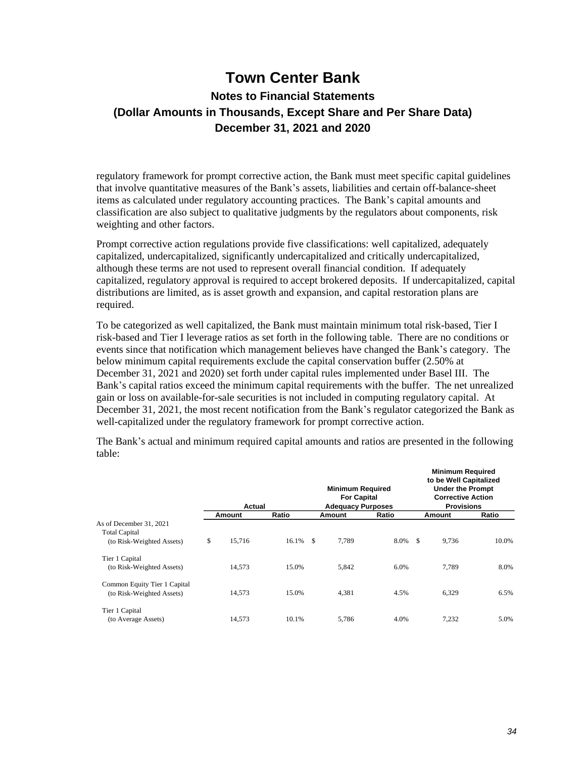# Town Center Bank

## Notes to Financial Statements

## (Dollar Amounts in Thousands, Except Share and Per Share Data)

## December 31, 2021 and 2020

regulatory framework for prompt corrective action, the Bank must meet specific capital guidelines that involve quantitative measures of the Bank's assets, liabilities and certain off-balance-sheet items as calculated under regulatory accounting practices. The Bank's capital amounts and classification are also subject to qualitative judgments by the regulators about components, risk weighting and other factors.

Prompt corrective action regulations provide five classifications: well capitalized, adequately capitalized, undercapitalized, significantly undercapitalized and critically undercapitalized, although these terms are not used to represent overall financial condition. If adequately capitalized, regulatory approval is required to accept brokered deposits. If undercapitalized, capital distributions are limited, as is asset growth and expansion, and capital restoration plans are required.

To be categorized as well capitalized, the Bank must maintain minimum total risk-based, Tier I risk-based and Tier I leverage ratios as set forth in the following table. There are no conditions or events since that notification which management believes have changed the Bank's category. The below minimum capital requirements exclude the capital conservation buffer (2.50% at December 31, 2021 and 2020) set forth under capital rules implemented under Basel III. The Bank's capital ratios exceed the minimum capital requirements with the buffer. The net unrealized gain or loss on available-for-sale securities is not included in computing regulatory capital. At December 31, 2021, the most recent notification from the Bank's regulator categorized the Bank as well-capitalized under the regulatory framework for prompt corrective action.

The Bank's actual and minimum required capital amounts and ratios are presented in the following table:

| | Actual | | Minimum Required For Capital Adequacy Purposes | | Minimum Required to be Well Capitalized Under the Prompt Corrective Action Provisions | |
|---|---|---|---|---|---|---|
| | Amount | Ratio | Amount | Ratio | Amount | Ratio |
| As of December 31, 2021 | | | | | | |
| Total Capital (to Risk-Weighted Assets) | $ 15,716 | 16.1% | $ 7,789 | 8.0% | $ 9,736 | 10.0% |
| Tier 1 Capital (to Risk-Weighted Assets) | 14,573 | 15.0% | 5,842 | 6.0% | 7,789 | 8.0% |
| Common Equity Tier 1 Capital (to Risk-Weighted Assets) | 14,573 | 15.0% | 4,381 | 4.5% | 6,329 | 6.5% |
| Tier 1 Capital (to Average Assets) | 14,573 | 10.1% | 5,786 | 4.0% | 7,232 | 5.0% |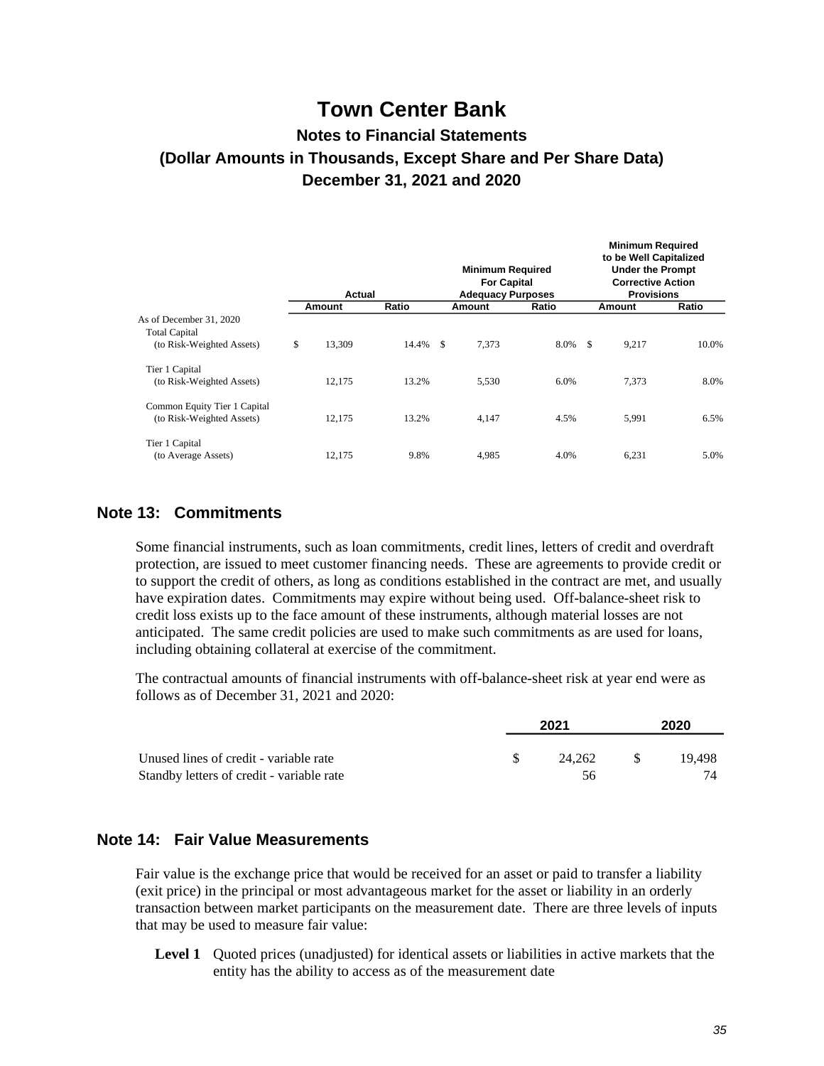# Town Center Bank

## Notes to Financial Statements

## (Dollar Amounts in Thousands, Except Share and Per Share Data)

## December 31, 2021 and 2020

| | Actual | | Minimum Required For Capital Adequacy Purposes | | Minimum Required to be Well Capitalized Under the Prompt Corrective Action Provisions | |
|---|---|---|---|---|---|---|
| | Amount | Ratio | Amount | Ratio | Amount | Ratio |
| As of December 31, 2020 | | | | | | |
| Total Capital (to Risk-Weighted Assets) | $ 13,309 | 14.4% | $ 7,373 | 8.0% | $ 9,217 | 10.0% |
| Tier 1 Capital (to Risk-Weighted Assets) | 12,175 | 13.2% | 5,530 | 6.0% | 7,373 | 8.0% |
| Common Equity Tier 1 Capital (to Risk-Weighted Assets) | 12,175 | 13.2% | 4,147 | 4.5% | 5,991 | 6.5% |
| Tier 1 Capital (to Average Assets) | 12,175 | 9.8% | 4,985 | 4.0% | 6,231 | 5.0% |

## Note 13: Commitments

Some financial instruments, such as loan commitments, credit lines, letters of credit and overdraft protection, are issued to meet customer financing needs. These are agreements to provide credit or to support the credit of others, as long as conditions established in the contract are met, and usually have expiration dates. Commitments may expire without being used. Off-balance-sheet risk to credit loss exists up to the face amount of these instruments, although material losses are not anticipated. The same credit policies are used to make such commitments as are used for loans, including obtaining collateral at exercise of the commitment.

The contractual amounts of financial instruments with off-balance-sheet risk at year end were as follows as of December 31, 2021 and 2020:

| | 2021 | 2020 |
|---|---|---|
| Unused lines of credit - variable rate | $ 24,262 | $ 19,498 |
| Standby letters of credit - variable rate | 56 | 74 |

## Note 14: Fair Value Measurements

Fair value is the exchange price that would be received for an asset or paid to transfer a liability (exit price) in the principal or most advantageous market for the asset or liability in an orderly transaction between market participants on the measurement date. There are three levels of inputs that may be used to measure fair value:

**Level 1** Quoted prices (unadjusted) for identical assets or liabilities in active markets that the entity has the ability to access as of the measurement date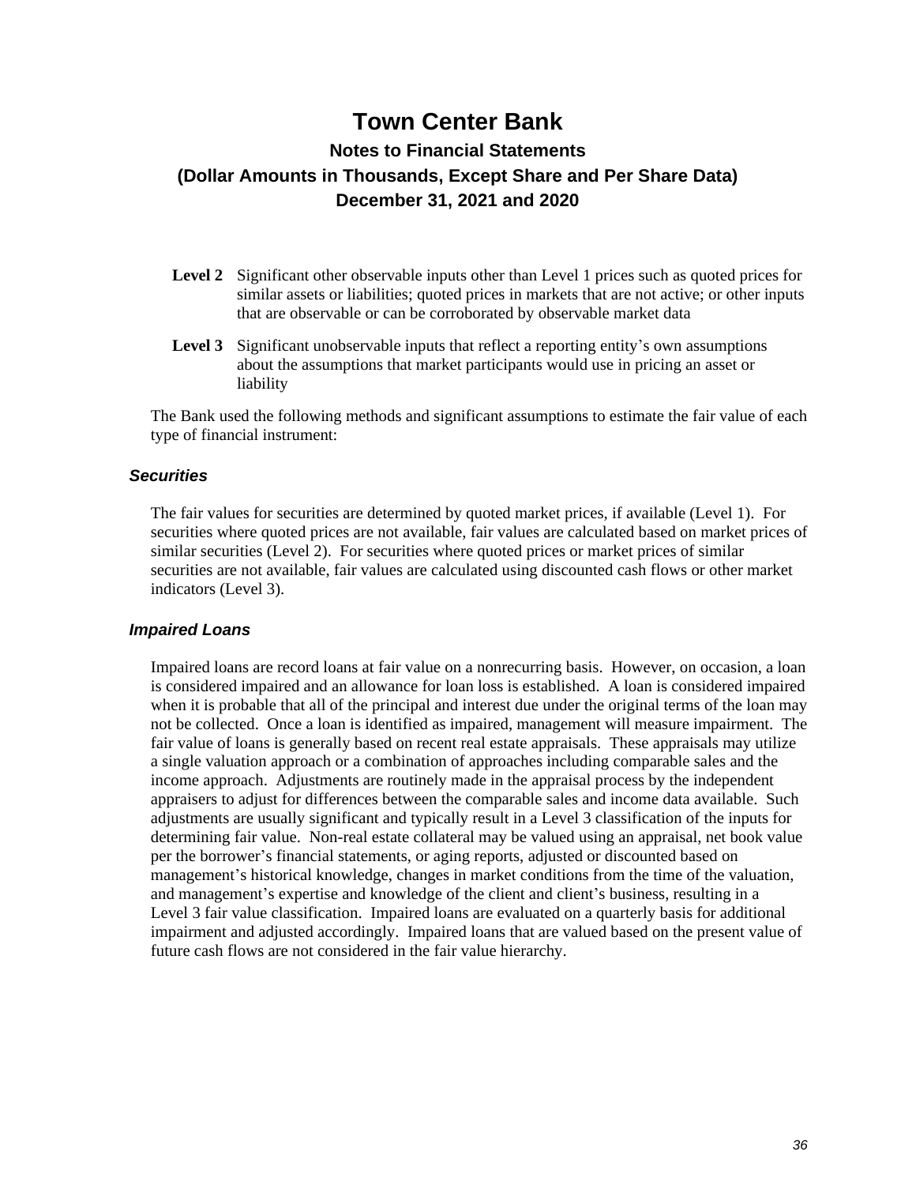**Level 2** Significant other observable inputs other than Level 1 prices such as quoted prices for similar assets or liabilities; quoted prices in markets that are not active; or other inputs that are observable or can be corroborated by observable market data

**Level 3** Significant unobservable inputs that reflect a reporting entity's own assumptions about the assumptions that market participants would use in pricing an asset or liability

The Bank used the following methods and significant assumptions to estimate the fair value of each type of financial instrument:

### *Securities*

The fair values for securities are determined by quoted market prices, if available (Level 1). For securities where quoted prices are not available, fair values are calculated based on market prices of similar securities (Level 2). For securities where quoted prices or market prices of similar securities are not available, fair values are calculated using discounted cash flows or other market indicators (Level 3).

### *Impaired Loans*

Impaired loans are record loans at fair value on a nonrecurring basis. However, on occasion, a loan is considered impaired and an allowance for loan loss is established. A loan is considered impaired when it is probable that all of the principal and interest due under the original terms of the loan may not be collected. Once a loan is identified as impaired, management will measure impairment. The fair value of loans is generally based on recent real estate appraisals. These appraisals may utilize a single valuation approach or a combination of approaches including comparable sales and the income approach. Adjustments are routinely made in the appraisal process by the independent appraisers to adjust for differences between the comparable sales and income data available. Such adjustments are usually significant and typically result in a Level 3 classification of the inputs for determining fair value. Non-real estate collateral may be valued using an appraisal, net book value per the borrower's financial statements, or aging reports, adjusted or discounted based on management's historical knowledge, changes in market conditions from the time of the valuation, and management's expertise and knowledge of the client and client's business, resulting in a Level 3 fair value classification. Impaired loans are evaluated on a quarterly basis for additional impairment and adjusted accordingly. Impaired loans that are valued based on the present value of future cash flows are not considered in the fair value hierarchy.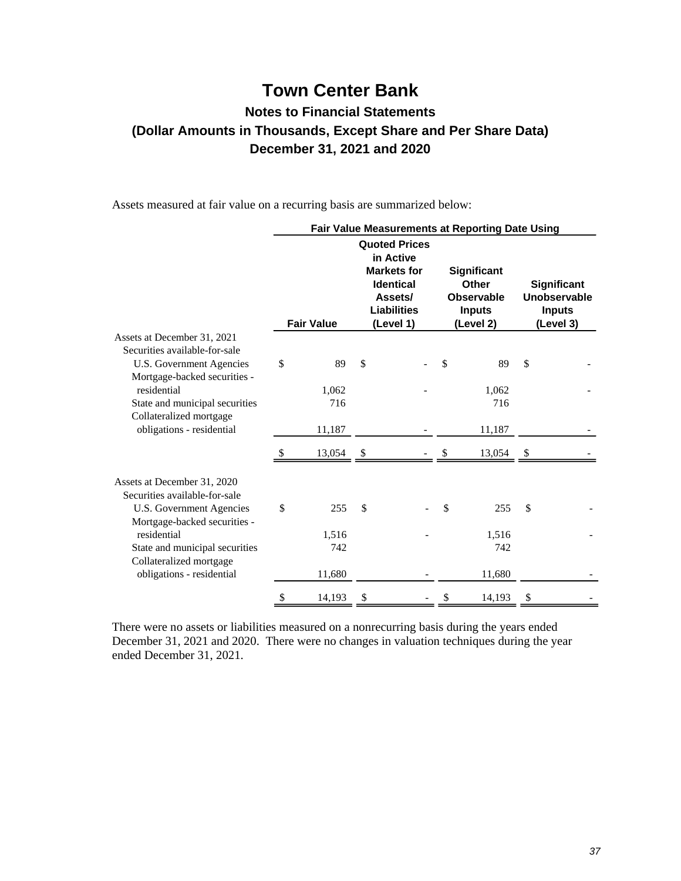# Town Center Bank

## Notes to Financial Statements

## (Dollar Amounts in Thousands, Except Share and Per Share Data)

## December 31, 2021 and 2020

Assets measured at fair value on a recurring basis are summarized below:

| | Fair Value Measurements at Reporting Date Using | | | |
|---|---|---|---|---|
| | Fair Value | Quoted Prices in Active Markets for Identical Assets/ Liabilities (Level 1) | Significant Other Observable Inputs (Level 2) | Significant Unobservable Inputs (Level 3) |
| Assets at December 31, 2021 | | | | |
| Securities available-for-sale | | | | |
| U.S. Government Agencies | $ 89 | $ - | $ 89 | $ - |
| Mortgage-backed securities - residential | 1,062 | - | 1,062 | - |
| State and municipal securities | 716 | | 716 | |
| Collateralized mortgage obligations - residential | 11,187 | - | 11,187 | - |
| | $ 13,054 | $ - | $ 13,054 | $ - |
| Assets at December 31, 2020 | | | | |
| Securities available-for-sale | | | | |
| U.S. Government Agencies | $ 255 | $ - | $ 255 | $ - |
| Mortgage-backed securities - residential | 1,516 | - | 1,516 | - |
| State and municipal securities | 742 | | 742 | |
| Collateralized mortgage obligations - residential | 11,680 | - | 11,680 | - |
| | $ 14,193 | $ - | $ 14,193 | $ - |

There were no assets or liabilities measured on a nonrecurring basis during the years ended December 31, 2021 and 2020. There were no changes in valuation techniques during the year ended December 31, 2021.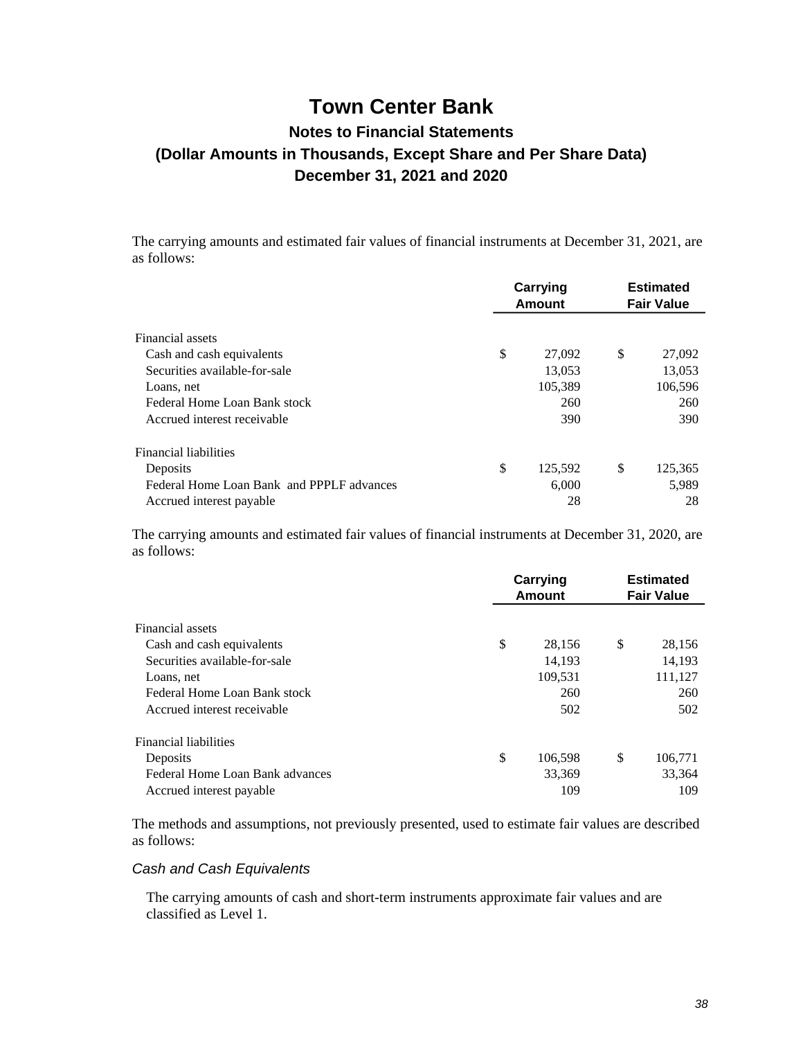# Town Center Bank

## Notes to Financial Statements

## (Dollar Amounts in Thousands, Except Share and Per Share Data)

## December 31, 2021 and 2020

The carrying amounts and estimated fair values of financial instruments at December 31, 2021, are as follows:

| | Carrying Amount | Estimated Fair Value |
|---|---|---|
| Financial assets | | |
| Cash and cash equivalents | $ 27,092 | $ 27,092 |
| Securities available-for-sale | 13,053 | 13,053 |
| Loans, net | 105,389 | 106,596 |
| Federal Home Loan Bank stock | 260 | 260 |
| Accrued interest receivable | 390 | 390 |
| Financial liabilities | | |
| Deposits | $ 125,592 | $ 125,365 |
| Federal Home Loan Bank and PPPLF advances | 6,000 | 5,989 |
| Accrued interest payable | 28 | 28 |

The carrying amounts and estimated fair values of financial instruments at December 31, 2020, are as follows:

| | Carrying Amount | Estimated Fair Value |
|---|---|---|
| Financial assets | | |
| Cash and cash equivalents | $ 28,156 | $ 28,156 |
| Securities available-for-sale | 14,193 | 14,193 |
| Loans, net | 109,531 | 111,127 |
| Federal Home Loan Bank stock | 260 | 260 |
| Accrued interest receivable | 502 | 502 |
| Financial liabilities | | |
| Deposits | $ 106,598 | $ 106,771 |
| Federal Home Loan Bank advances | 33,369 | 33,364 |
| Accrued interest payable | 109 | 109 |

The methods and assumptions, not previously presented, used to estimate fair values are described as follows:

*Cash and Cash Equivalents*

The carrying amounts of cash and short-term instruments approximate fair values and are classified as Level 1.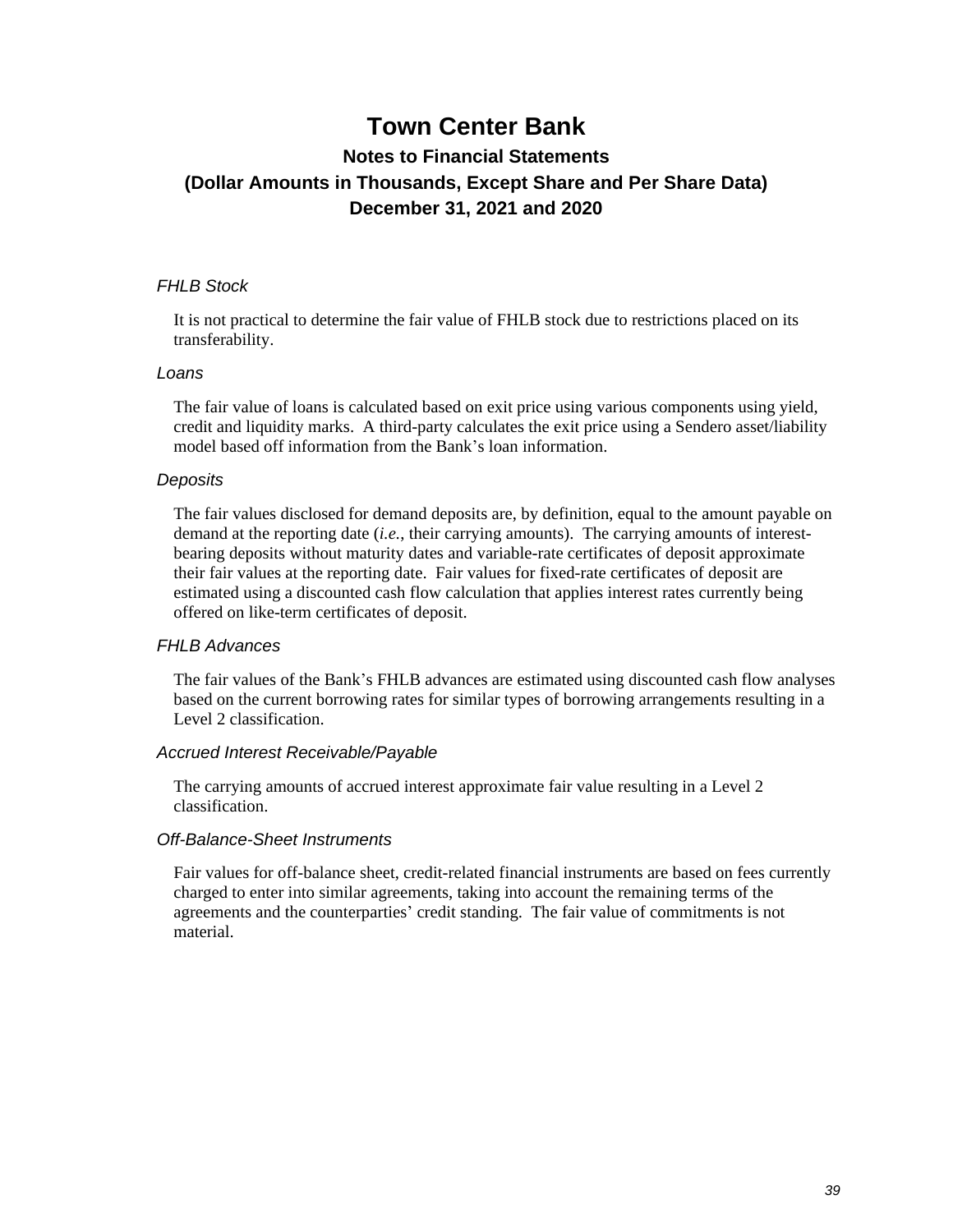# Town Center Bank

## Notes to Financial Statements

## (Dollar Amounts in Thousands, Except Share and Per Share Data)

## December 31, 2021 and 2020

### *FHLB Stock*

It is not practical to determine the fair value of FHLB stock due to restrictions placed on its transferability.

### *Loans*

The fair value of loans is calculated based on exit price using various components using yield, credit and liquidity marks. A third-party calculates the exit price using a Sendero asset/liability model based off information from the Bank's loan information.

### *Deposits*

The fair values disclosed for demand deposits are, by definition, equal to the amount payable on demand at the reporting date (*i.e.*, their carrying amounts). The carrying amounts of interest-bearing deposits without maturity dates and variable-rate certificates of deposit approximate their fair values at the reporting date. Fair values for fixed-rate certificates of deposit are estimated using a discounted cash flow calculation that applies interest rates currently being offered on like-term certificates of deposit.

### *FHLB Advances*

The fair values of the Bank's FHLB advances are estimated using discounted cash flow analyses based on the current borrowing rates for similar types of borrowing arrangements resulting in a Level 2 classification.

### *Accrued Interest Receivable/Payable*

The carrying amounts of accrued interest approximate fair value resulting in a Level 2 classification.

### *Off-Balance-Sheet Instruments*

Fair values for off-balance sheet, credit-related financial instruments are based on fees currently charged to enter into similar agreements, taking into account the remaining terms of the agreements and the counterparties' credit standing. The fair value of commitments is not material.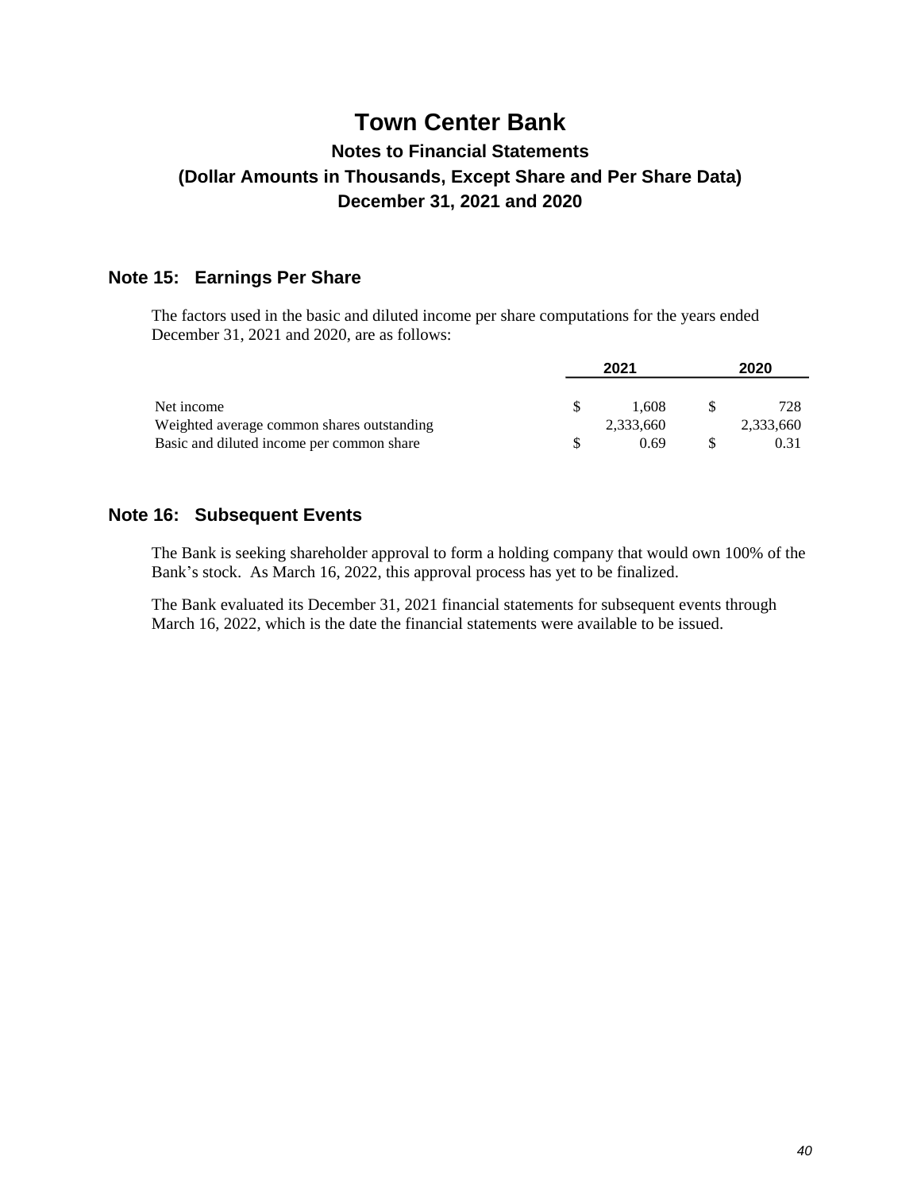# Town Center Bank

## Notes to Financial Statements

## (Dollar Amounts in Thousands, Except Share and Per Share Data)

## December 31, 2021 and 2020

### Note 15: Earnings Per Share

The factors used in the basic and diluted income per share computations for the years ended December 31, 2021 and 2020, are as follows:

| | 2021 | 2020 |
|---|---|---|
| Net income | $ 1,608 | $ 728 |
| Weighted average common shares outstanding | 2,333,660 | 2,333,660 |
| Basic and diluted income per common share | $ 0.69 | $ 0.31 |

### Note 16: Subsequent Events

The Bank is seeking shareholder approval to form a holding company that would own 100% of the Bank's stock. As March 16, 2022, this approval process has yet to be finalized.

The Bank evaluated its December 31, 2021 financial statements for subsequent events through March 16, 2022, which is the date the financial statements were available to be issued.